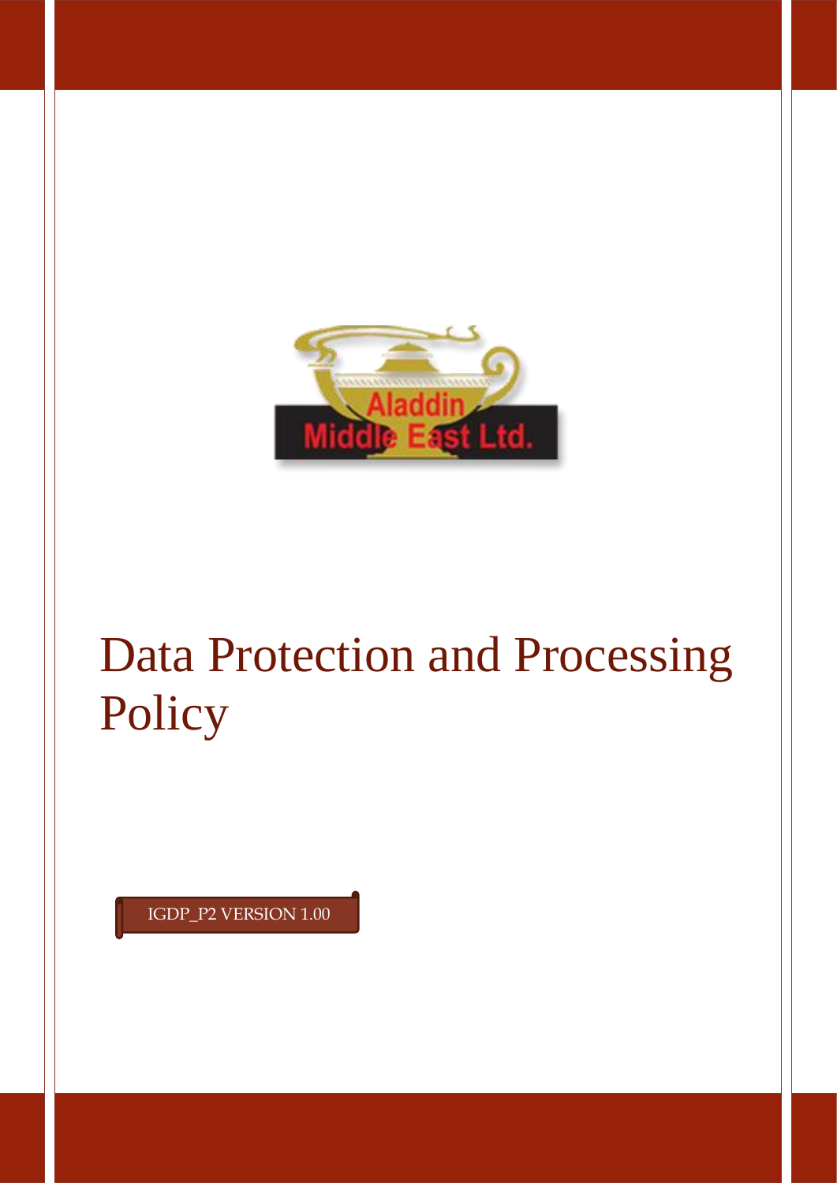Aladdin Middle East Ltd.

# Data Protection and Processing Policy

IGDP_P2 VERSION 1.00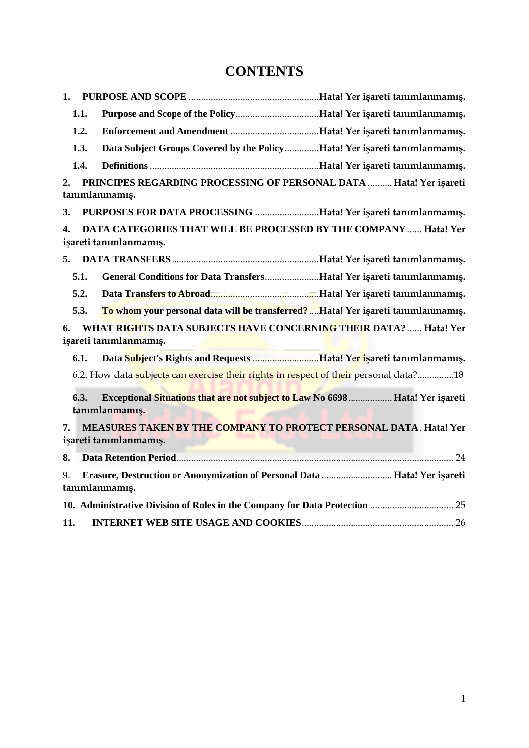# CONTENTS

**1. PURPOSE AND SCOPE** ....................................................**Hata! Yer işareti tanımlanmamış.**

**1.1. Purpose and Scope of the Policy**..................................**Hata! Yer işareti tanımlanmamış.**

**1.2. Enforcement and Amendment** ....................................**Hata! Yer işareti tanımlanmamış.**

**1.3. Data Subject Groups Covered by the Policy**..............**Hata! Yer işareti tanımlanmamış.**

**1.4. Definitions** ....................................................................**Hata! Yer işareti tanımlanmamış.**

**2. PRINCIPES REGARDING PROCESSING OF PERSONAL DATA** .......... **Hata! Yer işareti tanımlanmamış.**

**3. PURPOSES FOR DATA PROCESSING** ..........................**Hata! Yer işareti tanımlanmamış.**

**4. DATA CATEGORIES THAT WILL BE PROCESSED BY THE COMPANY** ...... **Hata! Yer işareti tanımlanmamış.**

**5. DATA TRANSFERS** ............................................................**Hata! Yer işareti tanımlanmamış.**

**5.1. General Conditions for Data Transfers**......................**Hata! Yer işareti tanımlanmamış.**

**5.2. Data Transfers to Abroad**...........................................**Hata! Yer işareti tanımlanmamış.**

**5.3. To whom your personal data will be transferred?**....**Hata! Yer işareti tanımlanmamış.**

**6. WHAT RIGHTS DATA SUBJECTS HAVE CONCERNING THEIR DATA?** ...... **Hata! Yer işareti tanımlanmamış.**

**6.1. Data Subject's Rights and Requests** ...........................**Hata! Yer işareti tanımlanmamış.**

6.2. How data subjects can exercise their rights in respect of their personal data?...............18

**6.3. Exceptional Situations that are not subject to Law No 6698**................. **Hata! Yer işareti tanımlanmamış.**

**7. MEASURES TAKEN BY THE COMPANY TO PROTECT PERSONAL DATA**. **Hata! Yer işareti tanımlanmamış.**

**8. Data Retention Period**................................................................................................................ 24

9. **Erasure, Destruction or Anonymization of Personal Data** ............................ **Hata! Yer işareti tanımlanmamış.**

**10. Administrative Division of Roles in the Company for Data Protection** .................................. 25

**11. INTERNET WEB SITE USAGE AND COOKIES**............................................................. 26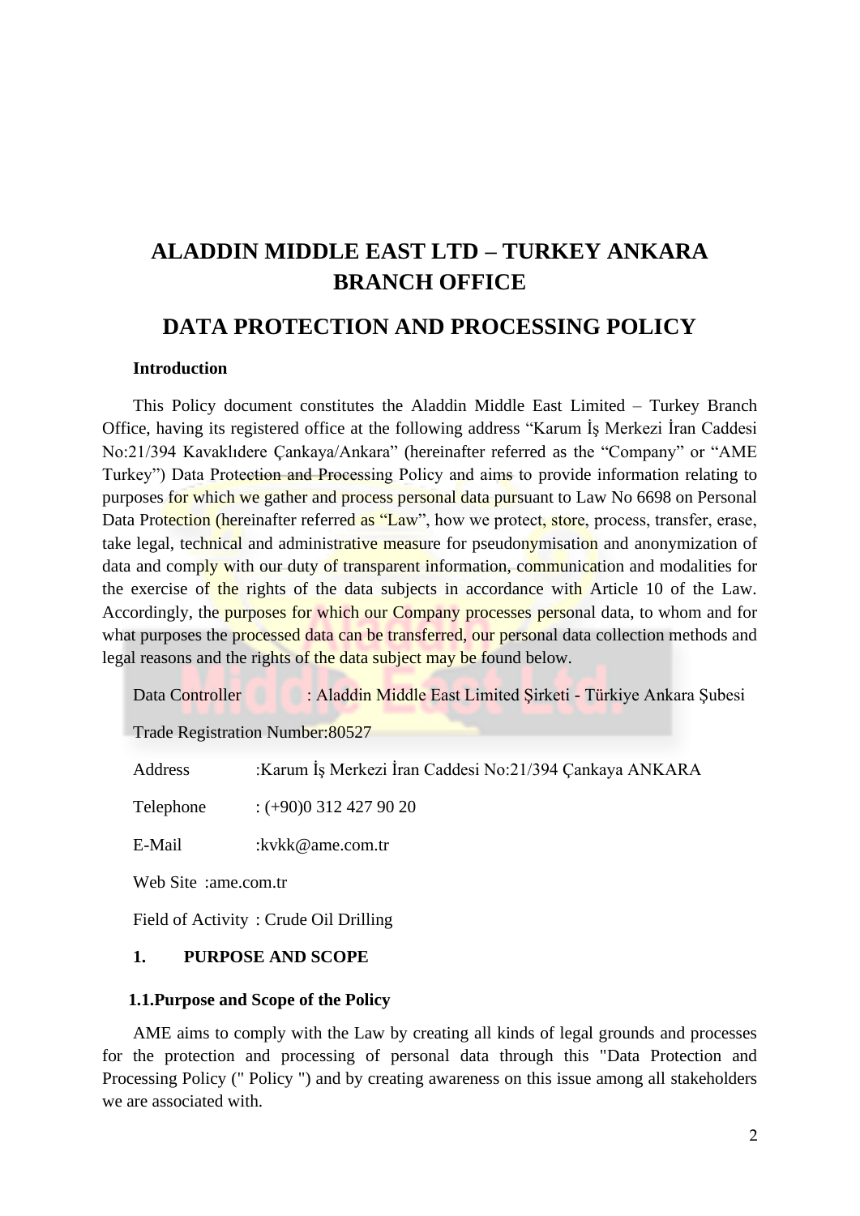# ALADDIN MIDDLE EAST LTD – TURKEY ANKARA BRANCH OFFICE

# DATA PROTECTION AND PROCESSING POLICY

**Introduction**

This Policy document constitutes the Aladdin Middle East Limited – Turkey Branch Office, having its registered office at the following address "Karum İş Merkezi İran Caddesi No:21/394 Kavaklıdere Çankaya/Ankara" (hereinafter referred as the "Company" or "AME Turkey") Data Protection and Processing Policy and aims to provide information relating to purposes for which we gather and process personal data pursuant to Law No 6698 on Personal Data Protection (hereinafter referred as "Law", how we protect, store, process, transfer, erase, take legal, technical and administrative measure for pseudonymisation and anonymization of data and comply with our duty of transparent information, communication and modalities for the exercise of the rights of the data subjects in accordance with Article 10 of the Law. Accordingly, the purposes for which our Company processes personal data, to whom and for what purposes the processed data can be transferred, our personal data collection methods and legal reasons and the rights of the data subject may be found below.

Data Controller : Aladdin Middle East Limited Şirketi - Türkiye Ankara Şubesi

Trade Registration Number:80527

Address :Karum İş Merkezi İran Caddesi No:21/394 Çankaya ANKARA

Telephone : (+90)0 312 427 90 20

E-Mail :kvkk@ame.com.tr

Web Site :ame.com.tr

Field of Activity : Crude Oil Drilling

## 1. PURPOSE AND SCOPE

### 1.1.Purpose and Scope of the Policy

AME aims to comply with the Law by creating all kinds of legal grounds and processes for the protection and processing of personal data through this "Data Protection and Processing Policy (" Policy ") and by creating awareness on this issue among all stakeholders we are associated with.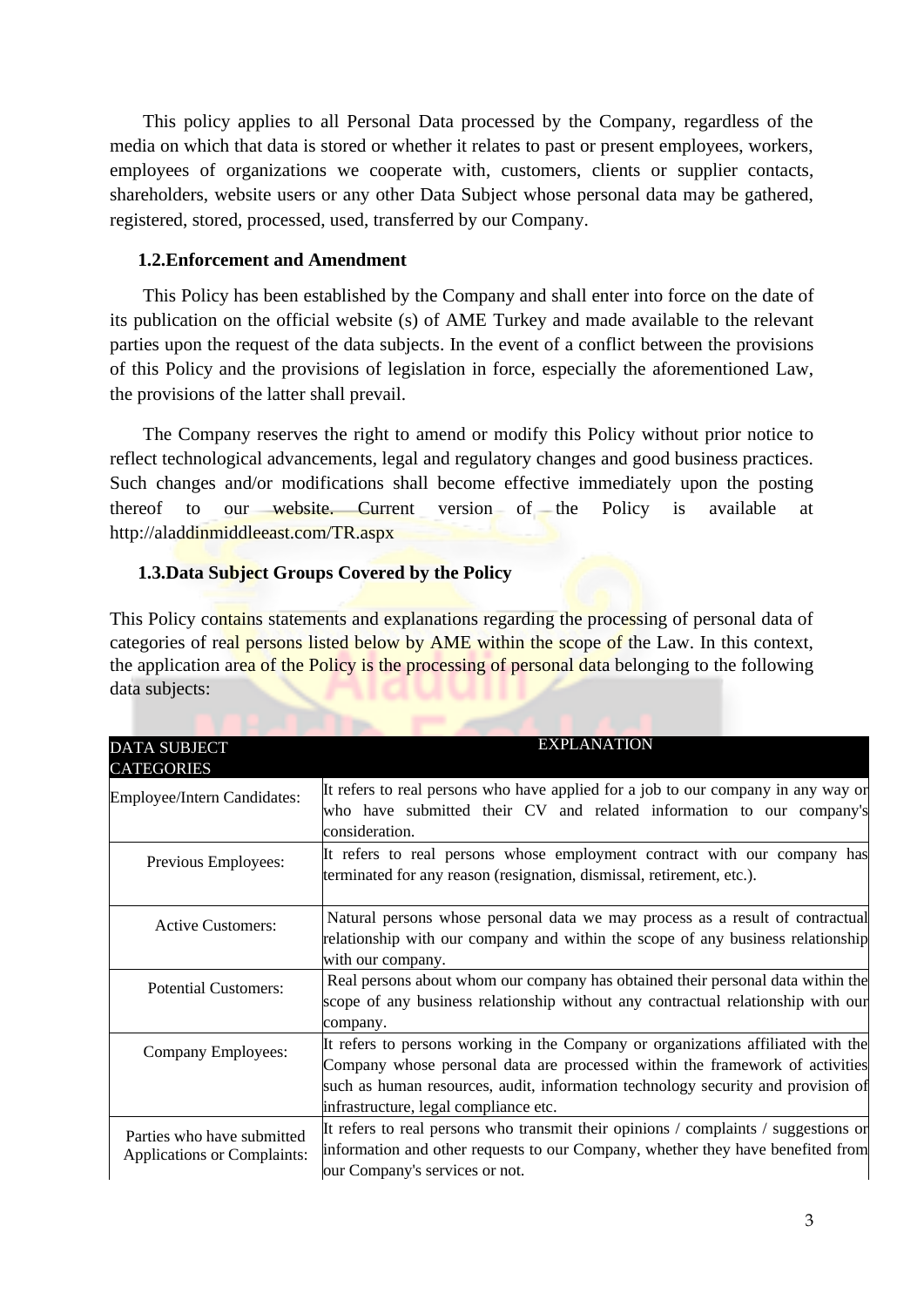This policy applies to all Personal Data processed by the Company, regardless of the media on which that data is stored or whether it relates to past or present employees, workers, employees of organizations we cooperate with, customers, clients or supplier contacts, shareholders, website users or any other Data Subject whose personal data may be gathered, registered, stored, processed, used, transferred by our Company.

### 1.2.Enforcement and Amendment

This Policy has been established by the Company and shall enter into force on the date of its publication on the official website (s) of AME Turkey and made available to the relevant parties upon the request of the data subjects. In the event of a conflict between the provisions of this Policy and the provisions of legislation in force, especially the aforementioned Law, the provisions of the latter shall prevail.

The Company reserves the right to amend or modify this Policy without prior notice to reflect technological advancements, legal and regulatory changes and good business practices. Such changes and/or modifications shall become effective immediately upon the posting thereof to our website. Current version of the Policy is available at http://aladdinmiddleeast.com/TR.aspx

### 1.3.Data Subject Groups Covered by the Policy

This Policy contains statements and explanations regarding the processing of personal data of categories of real persons listed below by AME within the scope of the Law. In this context, the application area of the Policy is the processing of personal data belonging to the following data subjects:

| DATA SUBJECT CATEGORIES | EXPLANATION |
|---|---|
| Employee/Intern Candidates: | It refers to real persons who have applied for a job to our company in any way or who have submitted their CV and related information to our company's consideration. |
| Previous Employees: | It refers to real persons whose employment contract with our company has terminated for any reason (resignation, dismissal, retirement, etc.). |
| Active Customers: | Natural persons whose personal data we may process as a result of contractual relationship with our company and within the scope of any business relationship with our company. |
| Potential Customers: | Real persons about whom our company has obtained their personal data within the scope of any business relationship without any contractual relationship with our company. |
| Company Employees: | It refers to persons working in the Company or organizations affiliated with the Company whose personal data are processed within the framework of activities such as human resources, audit, information technology security and provision of infrastructure, legal compliance etc. |
| Parties who have submitted Applications or Complaints: | It refers to real persons who transmit their opinions / complaints / suggestions or information and other requests to our Company, whether they have benefited from our Company's services or not. |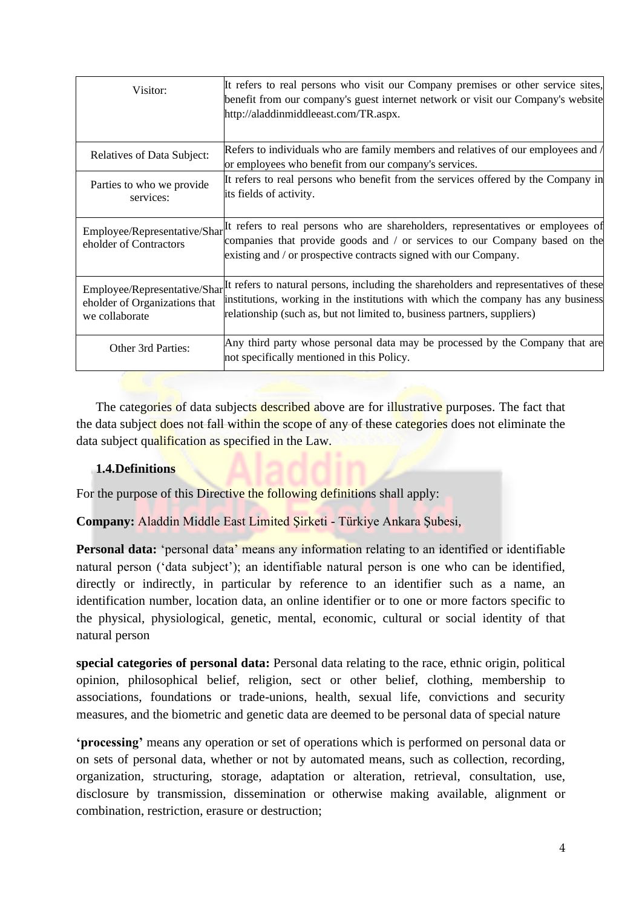| | |
|---|---|
| Visitor: | It refers to real persons who visit our Company premises or other service sites, benefit from our company's guest internet network or visit our Company's website http://aladdinmiddleeast.com/TR.aspx. |
| Relatives of Data Subject: | Refers to individuals who are family members and relatives of our employees and / or employees who benefit from our company's services. |
| Parties to who we provide services: | It refers to real persons who benefit from the services offered by the Company in its fields of activity. |
| Employee/Representative/Shareholder of Contractors | It refers to real persons who are shareholders, representatives or employees of companies that provide goods and / or services to our Company based on the existing and / or prospective contracts signed with our Company. |
| Employee/Representative/Shareholder of Organizations that we collaborate | It refers to natural persons, including the shareholders and representatives of these institutions, working in the institutions with which the company has any business relationship (such as, but not limited to, business partners, suppliers) |
| Other 3rd Parties: | Any third party whose personal data may be processed by the Company that are not specifically mentioned in this Policy. |

The categories of data subjects described above are for illustrative purposes. The fact that the data subject does not fall within the scope of any of these categories does not eliminate the data subject qualification as specified in the Law.

**1.4.Definitions**

For the purpose of this Directive the following definitions shall apply:

**Company:** Aladdin Middle East Limited Şirketi - Türkiye Ankara Şubesi,

**Personal data:** 'personal data' means any information relating to an identified or identifiable natural person ('data subject'); an identifiable natural person is one who can be identified, directly or indirectly, in particular by reference to an identifier such as a name, an identification number, location data, an online identifier or to one or more factors specific to the physical, physiological, genetic, mental, economic, cultural or social identity of that natural person

**special categories of personal data:** Personal data relating to the race, ethnic origin, political opinion, philosophical belief, religion, sect or other belief, clothing, membership to associations, foundations or trade-unions, health, sexual life, convictions and security measures, and the biometric and genetic data are deemed to be personal data of special nature

**'processing'** means any operation or set of operations which is performed on personal data or on sets of personal data, whether or not by automated means, such as collection, recording, organization, structuring, storage, adaptation or alteration, retrieval, consultation, use, disclosure by transmission, dissemination or otherwise making available, alignment or combination, restriction, erasure or destruction;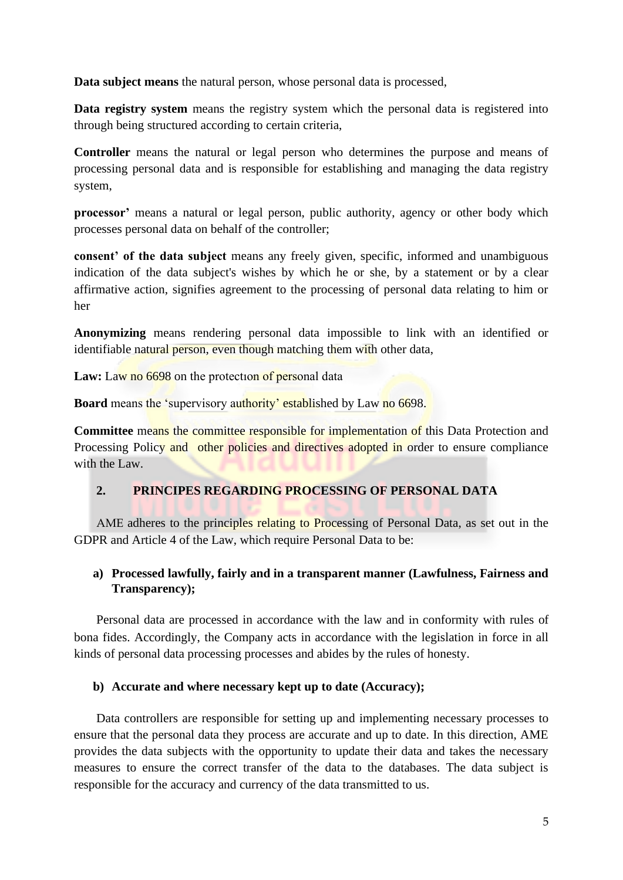**Data subject means** the natural person, whose personal data is processed,

**Data registry system** means the registry system which the personal data is registered into through being structured according to certain criteria,

**Controller** means the natural or legal person who determines the purpose and means of processing personal data and is responsible for establishing and managing the data registry system,

**processor'** means a natural or legal person, public authority, agency or other body which processes personal data on behalf of the controller;

**consent' of the data subject** means any freely given, specific, informed and unambiguous indication of the data subject's wishes by which he or she, by a statement or by a clear affirmative action, signifies agreement to the processing of personal data relating to him or her

**Anonymizing** means rendering personal data impossible to link with an identified or identifiable natural person, even though matching them with other data,

**Law:** Law no 6698 on the protectıon of personal data

**Board** means the 'supervisory authority' established by Law no 6698.

**Committee** means the committee responsible for implementation of this Data Protection and Processing Policy and other policies and directives adopted in order to ensure compliance with the Law.

## 2. PRINCIPES REGARDING PROCESSING OF PERSONAL DATA

AME adheres to the principles relating to Processing of Personal Data, as set out in the GDPR and Article 4 of the Law, which require Personal Data to be:

**a) Processed lawfully, fairly and in a transparent manner (Lawfulness, Fairness and Transparency);**

Personal data are processed in accordance with the law and in conformity with rules of bona fides. Accordingly, the Company acts in accordance with the legislation in force in all kinds of personal data processing processes and abides by the rules of honesty.

**b) Accurate and where necessary kept up to date (Accuracy);**

Data controllers are responsible for setting up and implementing necessary processes to ensure that the personal data they process are accurate and up to date. In this direction, AME provides the data subjects with the opportunity to update their data and takes the necessary measures to ensure the correct transfer of the data to the databases. The data subject is responsible for the accuracy and currency of the data transmitted to us.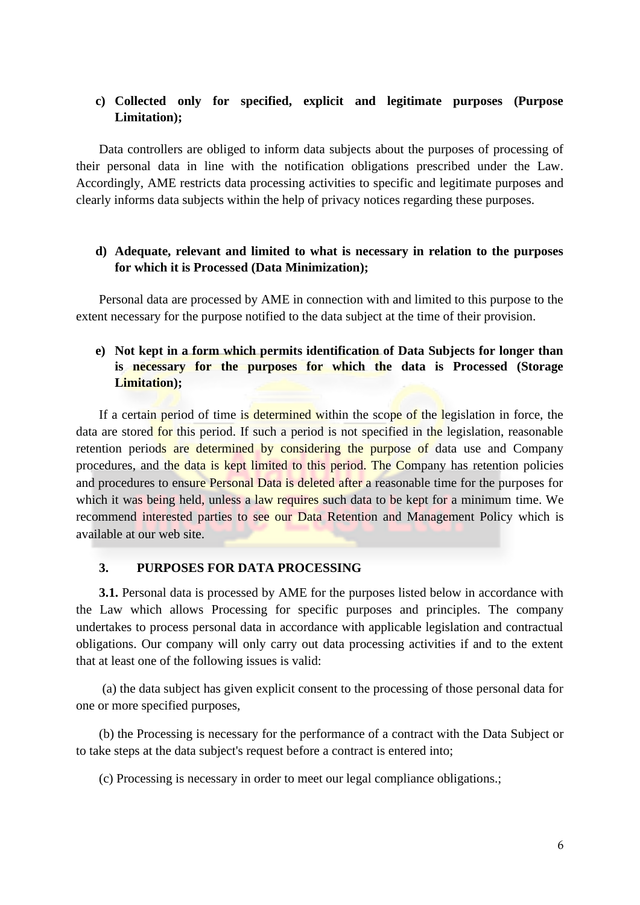c) **Collected only for specified, explicit and legitimate purposes (Purpose Limitation);**

Data controllers are obliged to inform data subjects about the purposes of processing of their personal data in line with the notification obligations prescribed under the Law. Accordingly, AME restricts data processing activities to specific and legitimate purposes and clearly informs data subjects within the help of privacy notices regarding these purposes.

d) **Adequate, relevant and limited to what is necessary in relation to the purposes for which it is Processed (Data Minimization);**

Personal data are processed by AME in connection with and limited to this purpose to the extent necessary for the purpose notified to the data subject at the time of their provision.

e) **Not kept in a form which permits identification of Data Subjects for longer than is necessary for the purposes for which the data is Processed (Storage Limitation);**

If a certain period of time is determined within the scope of the legislation in force, the data are stored for this period. If such a period is not specified in the legislation, reasonable retention periods are determined by considering the purpose of data use and Company procedures, and the data is kept limited to this period. The Company has retention policies and procedures to ensure Personal Data is deleted after a reasonable time for the purposes for which it was being held, unless a law requires such data to be kept for a minimum time. We recommend interested parties to see our Data Retention and Management Policy which is available at our web site.

## 3. PURPOSES FOR DATA PROCESSING

**3.1.** Personal data is processed by AME for the purposes listed below in accordance with the Law which allows Processing for specific purposes and principles. The company undertakes to process personal data in accordance with applicable legislation and contractual obligations. Our company will only carry out data processing activities if and to the extent that at least one of the following issues is valid:

(a) the data subject has given explicit consent to the processing of those personal data for one or more specified purposes,

(b) the Processing is necessary for the performance of a contract with the Data Subject or to take steps at the data subject's request before a contract is entered into;

(c) Processing is necessary in order to meet our legal compliance obligations.;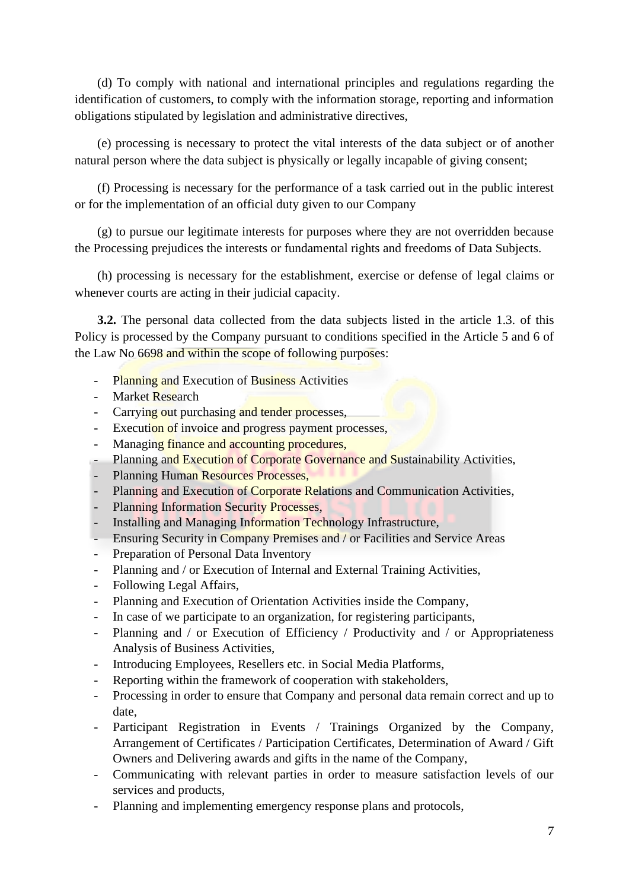(d) To comply with national and international principles and regulations regarding the identification of customers, to comply with the information storage, reporting and information obligations stipulated by legislation and administrative directives,

(e) processing is necessary to protect the vital interests of the data subject or of another natural person where the data subject is physically or legally incapable of giving consent;

(f) Processing is necessary for the performance of a task carried out in the public interest or for the implementation of an official duty given to our Company

(g) to pursue our legitimate interests for purposes where they are not overridden because the Processing prejudices the interests or fundamental rights and freedoms of Data Subjects.

(h) processing is necessary for the establishment, exercise or defense of legal claims or whenever courts are acting in their judicial capacity.

**3.2.** The personal data collected from the data subjects listed in the article 1.3. of this Policy is processed by the Company pursuant to conditions specified in the Article 5 and 6 of the Law No 6698 and within the scope of following purposes:

- Planning and Execution of Business Activities
- Market Research
- Carrying out purchasing and tender processes,
- Execution of invoice and progress payment processes,
- Managing finance and accounting procedures,
- Planning and Execution of Corporate Governance and Sustainability Activities,
- Planning Human Resources Processes,
- Planning and Execution of Corporate Relations and Communication Activities,
- Planning Information Security Processes,
- Installing and Managing Information Technology Infrastructure,
- Ensuring Security in Company Premises and / or Facilities and Service Areas
- Preparation of Personal Data Inventory
- Planning and / or Execution of Internal and External Training Activities,
- Following Legal Affairs,
- Planning and Execution of Orientation Activities inside the Company,
- In case of we participate to an organization, for registering participants,
- Planning and / or Execution of Efficiency / Productivity and / or Appropriateness Analysis of Business Activities,
- Introducing Employees, Resellers etc. in Social Media Platforms,
- Reporting within the framework of cooperation with stakeholders,
- Processing in order to ensure that Company and personal data remain correct and up to date,
- Participant Registration in Events / Trainings Organized by the Company, Arrangement of Certificates / Participation Certificates, Determination of Award / Gift Owners and Delivering awards and gifts in the name of the Company,
- Communicating with relevant parties in order to measure satisfaction levels of our services and products,
- Planning and implementing emergency response plans and protocols,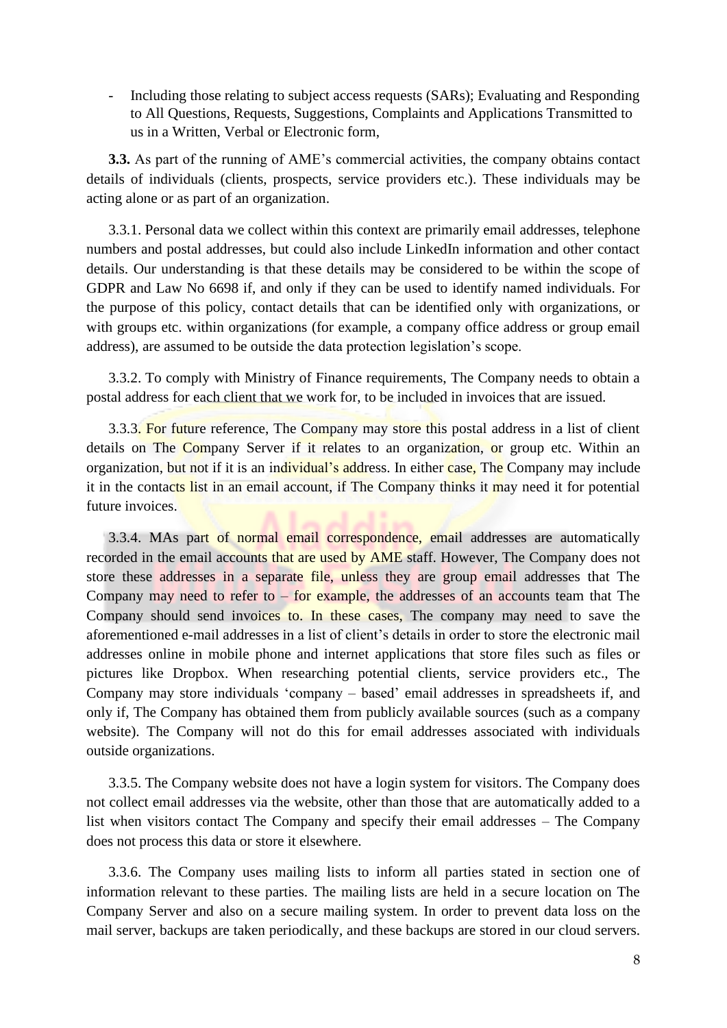- Including those relating to subject access requests (SARs); Evaluating and Responding to All Questions, Requests, Suggestions, Complaints and Applications Transmitted to us in a Written, Verbal or Electronic form,

**3.3.** As part of the running of AME's commercial activities, the company obtains contact details of individuals (clients, prospects, service providers etc.). These individuals may be acting alone or as part of an organization.

3.3.1. Personal data we collect within this context are primarily email addresses, telephone numbers and postal addresses, but could also include LinkedIn information and other contact details. Our understanding is that these details may be considered to be within the scope of GDPR and Law No 6698 if, and only if they can be used to identify named individuals. For the purpose of this policy, contact details that can be identified only with organizations, or with groups etc. within organizations (for example, a company office address or group email address), are assumed to be outside the data protection legislation's scope.

3.3.2. To comply with Ministry of Finance requirements, The Company needs to obtain a postal address for each client that we work for, to be included in invoices that are issued.

3.3.3. For future reference, The Company may store this postal address in a list of client details on The Company Server if it relates to an organization, or group etc. Within an organization, but not if it is an individual's address. In either case, The Company may include it in the contacts list in an email account, if The Company thinks it may need it for potential future invoices.

3.3.4. MAs part of normal email correspondence, email addresses are automatically recorded in the email accounts that are used by AME staff. However, The Company does not store these addresses in a separate file, unless they are group email addresses that The Company may need to refer to – for example, the addresses of an accounts team that The Company should send invoices to. In these cases, The company may need to save the aforementioned e-mail addresses in a list of client's details in order to store the electronic mail addresses online in mobile phone and internet applications that store files such as files or pictures like Dropbox. When researching potential clients, service providers etc., The Company may store individuals 'company – based' email addresses in spreadsheets if, and only if, The Company has obtained them from publicly available sources (such as a company website). The Company will not do this for email addresses associated with individuals outside organizations.

3.3.5. The Company website does not have a login system for visitors. The Company does not collect email addresses via the website, other than those that are automatically added to a list when visitors contact The Company and specify their email addresses – The Company does not process this data or store it elsewhere.

3.3.6. The Company uses mailing lists to inform all parties stated in section one of information relevant to these parties. The mailing lists are held in a secure location on The Company Server and also on a secure mailing system. In order to prevent data loss on the mail server, backups are taken periodically, and these backups are stored in our cloud servers.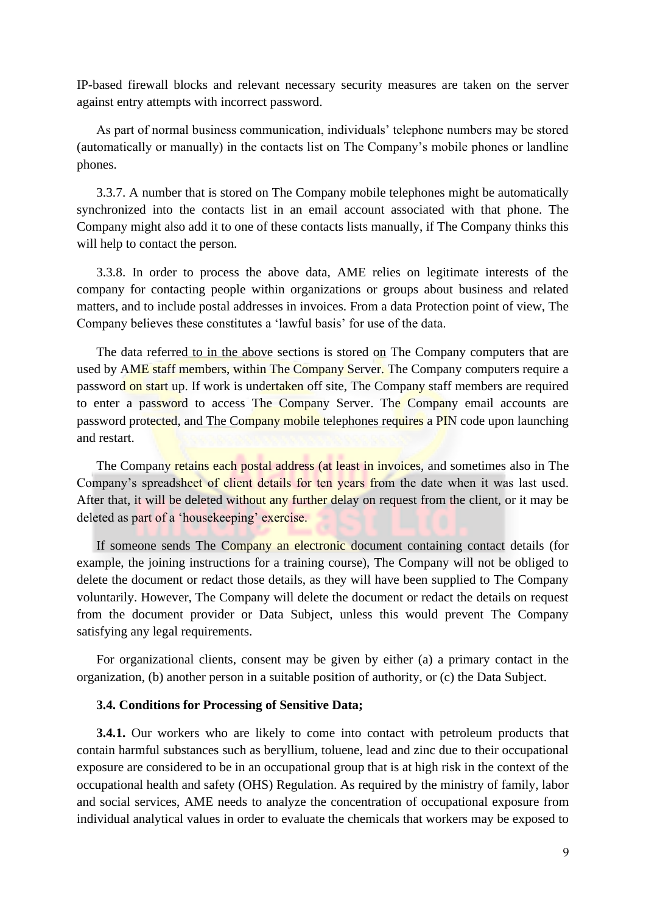IP-based firewall blocks and relevant necessary security measures are taken on the server against entry attempts with incorrect password.

As part of normal business communication, individuals' telephone numbers may be stored (automatically or manually) in the contacts list on The Company's mobile phones or landline phones.

3.3.7. A number that is stored on The Company mobile telephones might be automatically synchronized into the contacts list in an email account associated with that phone. The Company might also add it to one of these contacts lists manually, if The Company thinks this will help to contact the person.

3.3.8. In order to process the above data, AME relies on legitimate interests of the company for contacting people within organizations or groups about business and related matters, and to include postal addresses in invoices. From a data Protection point of view, The Company believes these constitutes a 'lawful basis' for use of the data.

The data referred to in the above sections is stored on The Company computers that are used by AME staff members, within The Company Server. The Company computers require a password on start up. If work is undertaken off site, The Company staff members are required to enter a password to access The Company Server. The Company email accounts are password protected, and The Company mobile telephones requires a PIN code upon launching and restart.

The Company retains each postal address (at least in invoices, and sometimes also in The Company's spreadsheet of client details for ten years from the date when it was last used. After that, it will be deleted without any further delay on request from the client, or it may be deleted as part of a 'housekeeping' exercise.

If someone sends The Company an electronic document containing contact details (for example, the joining instructions for a training course), The Company will not be obliged to delete the document or redact those details, as they will have been supplied to The Company voluntarily. However, The Company will delete the document or redact the details on request from the document provider or Data Subject, unless this would prevent The Company satisfying any legal requirements.

For organizational clients, consent may be given by either (a) a primary contact in the organization, (b) another person in a suitable position of authority, or (c) the Data Subject.

**3.4. Conditions for Processing of Sensitive Data;**

**3.4.1.** Our workers who are likely to come into contact with petroleum products that contain harmful substances such as beryllium, toluene, lead and zinc due to their occupational exposure are considered to be in an occupational group that is at high risk in the context of the occupational health and safety (OHS) Regulation. As required by the ministry of family, labor and social services, AME needs to analyze the concentration of occupational exposure from individual analytical values in order to evaluate the chemicals that workers may be exposed to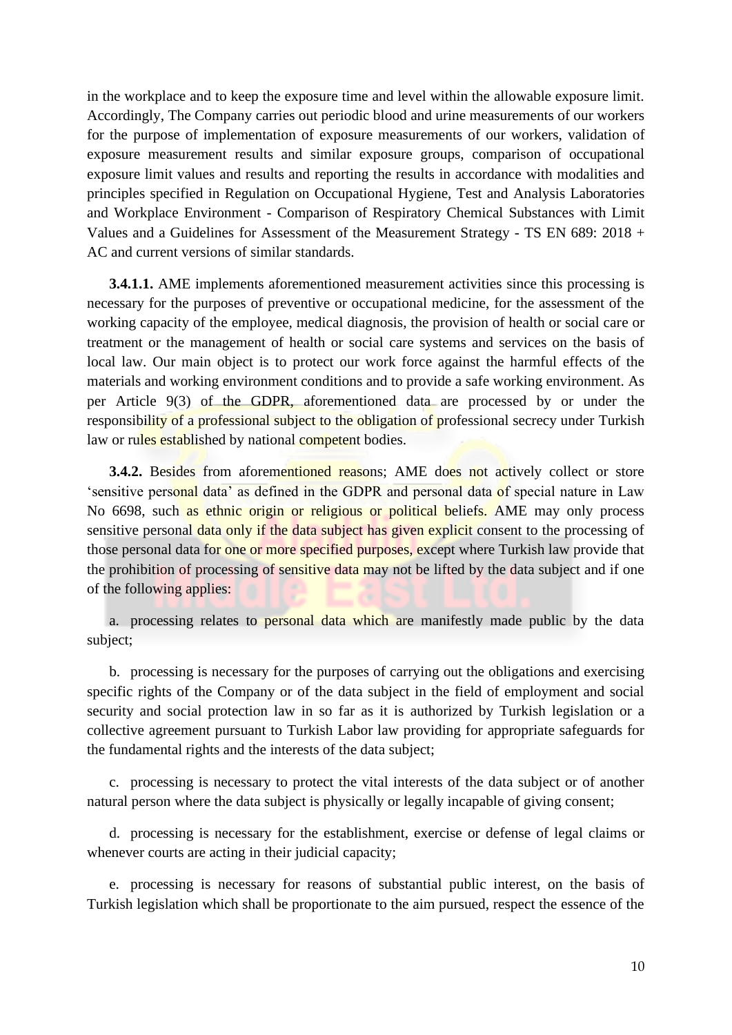in the workplace and to keep the exposure time and level within the allowable exposure limit. Accordingly, The Company carries out periodic blood and urine measurements of our workers for the purpose of implementation of exposure measurements of our workers, validation of exposure measurement results and similar exposure groups, comparison of occupational exposure limit values and results and reporting the results in accordance with modalities and principles specified in Regulation on Occupational Hygiene, Test and Analysis Laboratories and Workplace Environment - Comparison of Respiratory Chemical Substances with Limit Values and a Guidelines for Assessment of the Measurement Strategy - TS EN 689: 2018 + AC and current versions of similar standards.

**3.4.1.1.** AME implements aforementioned measurement activities since this processing is necessary for the purposes of preventive or occupational medicine, for the assessment of the working capacity of the employee, medical diagnosis, the provision of health or social care or treatment or the management of health or social care systems and services on the basis of local law. Our main object is to protect our work force against the harmful effects of the materials and working environment conditions and to provide a safe working environment. As per Article 9(3) of the GDPR, aforementioned data are processed by or under the responsibility of a professional subject to the obligation of professional secrecy under Turkish law or rules established by national competent bodies.

**3.4.2.** Besides from aforementioned reasons; AME does not actively collect or store 'sensitive personal data' as defined in the GDPR and personal data of special nature in Law No 6698, such as ethnic origin or religious or political beliefs. AME may only process sensitive personal data only if the data subject has given explicit consent to the processing of those personal data for one or more specified purposes, except where Turkish law provide that the prohibition of processing of sensitive data may not be lifted by the data subject and if one of the following applies:

a. processing relates to personal data which are manifestly made public by the data subject;

b. processing is necessary for the purposes of carrying out the obligations and exercising specific rights of the Company or of the data subject in the field of employment and social security and social protection law in so far as it is authorized by Turkish legislation or a collective agreement pursuant to Turkish Labor law providing for appropriate safeguards for the fundamental rights and the interests of the data subject;

c. processing is necessary to protect the vital interests of the data subject or of another natural person where the data subject is physically or legally incapable of giving consent;

d. processing is necessary for the establishment, exercise or defense of legal claims or whenever courts are acting in their judicial capacity;

e. processing is necessary for reasons of substantial public interest, on the basis of Turkish legislation which shall be proportionate to the aim pursued, respect the essence of the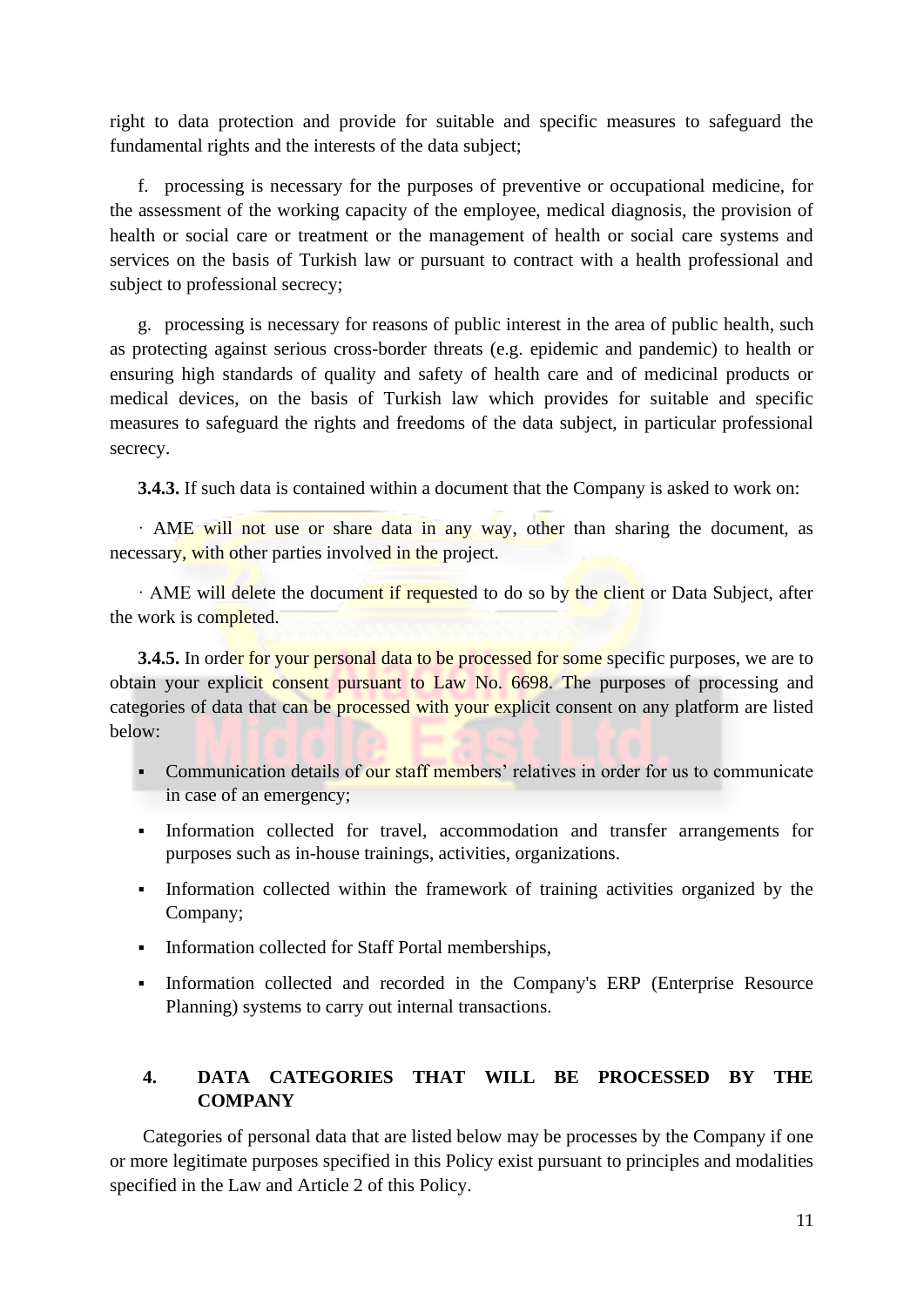right to data protection and provide for suitable and specific measures to safeguard the fundamental rights and the interests of the data subject;

f. processing is necessary for the purposes of preventive or occupational medicine, for the assessment of the working capacity of the employee, medical diagnosis, the provision of health or social care or treatment or the management of health or social care systems and services on the basis of Turkish law or pursuant to contract with a health professional and subject to professional secrecy;

g. processing is necessary for reasons of public interest in the area of public health, such as protecting against serious cross-border threats (e.g. epidemic and pandemic) to health or ensuring high standards of quality and safety of health care and of medicinal products or medical devices, on the basis of Turkish law which provides for suitable and specific measures to safeguard the rights and freedoms of the data subject, in particular professional secrecy.

**3.4.3.** If such data is contained within a document that the Company is asked to work on:

· AME will not use or share data in any way, other than sharing the document, as necessary, with other parties involved in the project.

· AME will delete the document if requested to do so by the client or Data Subject, after the work is completed.

**3.4.5.** In order for your personal data to be processed for some specific purposes, we are to obtain your explicit consent pursuant to Law No. 6698. The purposes of processing and categories of data that can be processed with your explicit consent on any platform are listed below:

- Communication details of our staff members' relatives in order for us to communicate in case of an emergency;
- Information collected for travel, accommodation and transfer arrangements for purposes such as in-house trainings, activities, organizations.
- Information collected within the framework of training activities organized by the Company;
- Information collected for Staff Portal memberships,
- Information collected and recorded in the Company's ERP (Enterprise Resource Planning) systems to carry out internal transactions.

## 4. DATA CATEGORIES THAT WILL BE PROCESSED BY THE COMPANY

Categories of personal data that are listed below may be processes by the Company if one or more legitimate purposes specified in this Policy exist pursuant to principles and modalities specified in the Law and Article 2 of this Policy.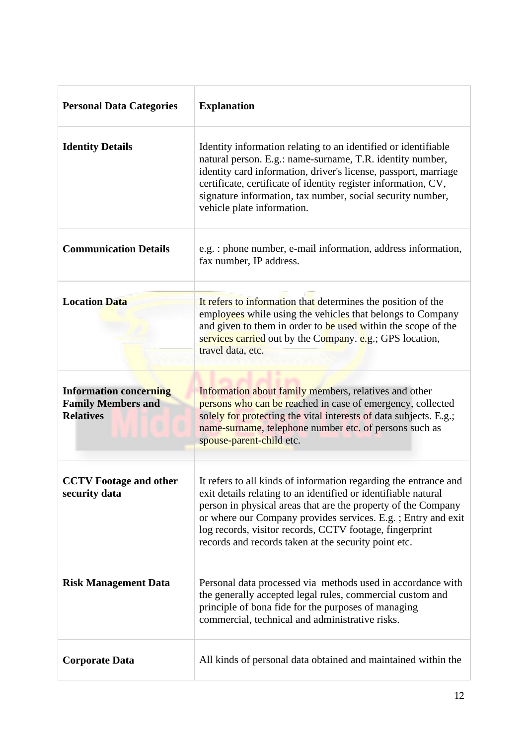| Personal Data Categories | Explanation |
|---|---|
| **Identity Details** | Identity information relating to an identified or identifiable natural person. E.g.: name-surname, T.R. identity number, identity card information, driver's license, passport, marriage certificate, certificate of identity register information, CV, signature information, tax number, social security number, vehicle plate information. |
| **Communication Details** | e.g. : phone number, e-mail information, address information, fax number, IP address. |
| **Location Data** | It refers to information that determines the position of the employees while using the vehicles that belongs to Company and given to them in order to be used within the scope of the services carried out by the Company. e.g.; GPS location, travel data, etc. |
| **Information concerning Family Members and Relatives** | Information about family members, relatives and other persons who can be reached in case of emergency, collected solely for protecting the vital interests of data subjects. E.g.; name-surname, telephone number etc. of persons such as spouse-parent-child etc. |
| **CCTV Footage and other security data** | It refers to all kinds of information regarding the entrance and exit details relating to an identified or identifiable natural person in physical areas that are the property of the Company or where our Company provides services. E.g. ; Entry and exit log records, visitor records, CCTV footage, fingerprint records and records taken at the security point etc. |
| **Risk Management Data** | Personal data processed via methods used in accordance with the generally accepted legal rules, commercial custom and principle of bona fide for the purposes of managing commercial, technical and administrative risks. |
| **Corporate Data** | All kinds of personal data obtained and maintained within the |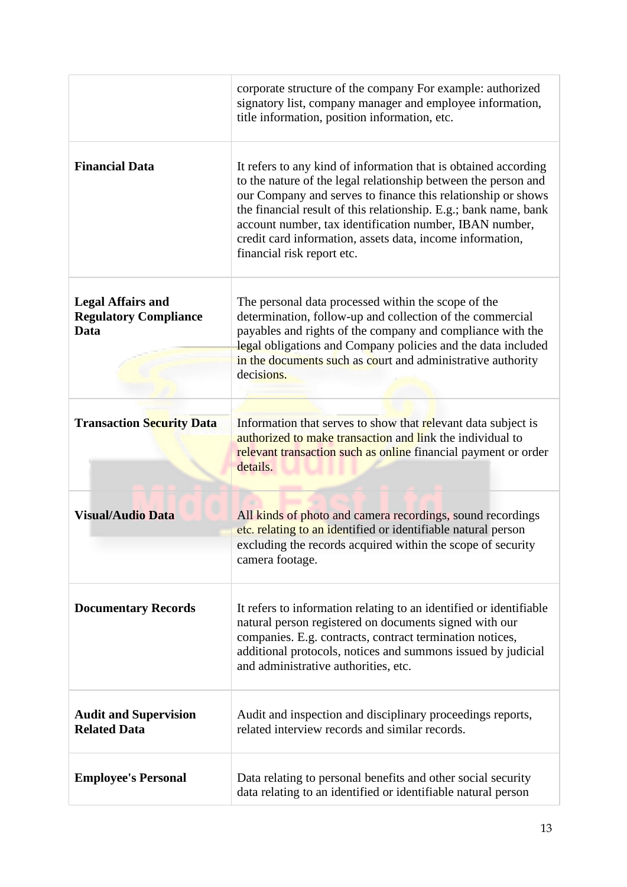| | |
|---|---|
| | corporate structure of the company For example: authorized signatory list, company manager and employee information, title information, position information, etc. |
| **Financial Data** | It refers to any kind of information that is obtained according to the nature of the legal relationship between the person and our Company and serves to finance this relationship or shows the financial result of this relationship. E.g.; bank name, bank account number, tax identification number, IBAN number, credit card information, assets data, income information, financial risk report etc. |
| **Legal Affairs and Regulatory Compliance Data** | The personal data processed within the scope of the determination, follow-up and collection of the commercial payables and rights of the company and compliance with the legal obligations and Company policies and the data included in the documents such as court and administrative authority decisions. |
| **Transaction Security Data** | Information that serves to show that relevant data subject is authorized to make transaction and link the individual to relevant transaction such as online financial payment or order details. |
| **Visual/Audio Data** | All kinds of photo and camera recordings, sound recordings etc. relating to an identified or identifiable natural person excluding the records acquired within the scope of security camera footage. |
| **Documentary Records** | It refers to information relating to an identified or identifiable natural person registered on documents signed with our companies. E.g. contracts, contract termination notices, additional protocols, notices and summons issued by judicial and administrative authorities, etc. |
| **Audit and Supervision Related Data** | Audit and inspection and disciplinary proceedings reports, related interview records and similar records. |
| **Employee's Personal** | Data relating to personal benefits and other social security data relating to an identified or identifiable natural person |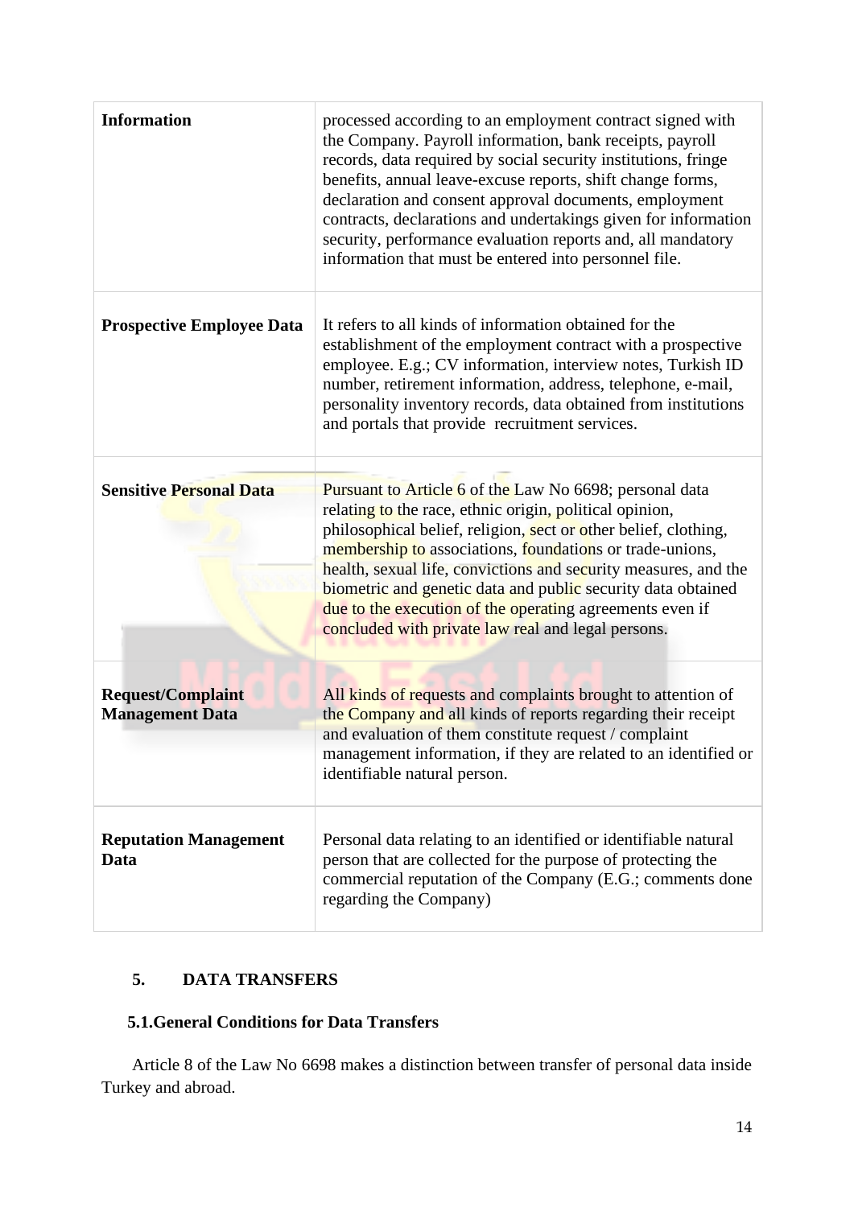| | |
|---|---|
| **Information** | processed according to an employment contract signed with the Company. Payroll information, bank receipts, payroll records, data required by social security institutions, fringe benefits, annual leave-excuse reports, shift change forms, declaration and consent approval documents, employment contracts, declarations and undertakings given for information security, performance evaluation reports and, all mandatory information that must be entered into personnel file. |
| **Prospective Employee Data** | It refers to all kinds of information obtained for the establishment of the employment contract with a prospective employee. E.g.; CV information, interview notes, Turkish ID number, retirement information, address, telephone, e-mail, personality inventory records, data obtained from institutions and portals that provide recruitment services. |
| **Sensitive Personal Data** | Pursuant to Article 6 of the Law No 6698; personal data relating to the race, ethnic origin, political opinion, philosophical belief, religion, sect or other belief, clothing, membership to associations, foundations or trade-unions, health, sexual life, convictions and security measures, and the biometric and genetic data and public security data obtained due to the execution of the operating agreements even if concluded with private law real and legal persons. |
| **Request/Complaint Management Data** | All kinds of requests and complaints brought to attention of the Company and all kinds of reports regarding their receipt and evaluation of them constitute request / complaint management information, if they are related to an identified or identifiable natural person. |
| **Reputation Management Data** | Personal data relating to an identified or identifiable natural person that are collected for the purpose of protecting the commercial reputation of the Company (E.G.; comments done regarding the Company) |

## 5. DATA TRANSFERS

### 5.1. General Conditions for Data Transfers

Article 8 of the Law No 6698 makes a distinction between transfer of personal data inside Turkey and abroad.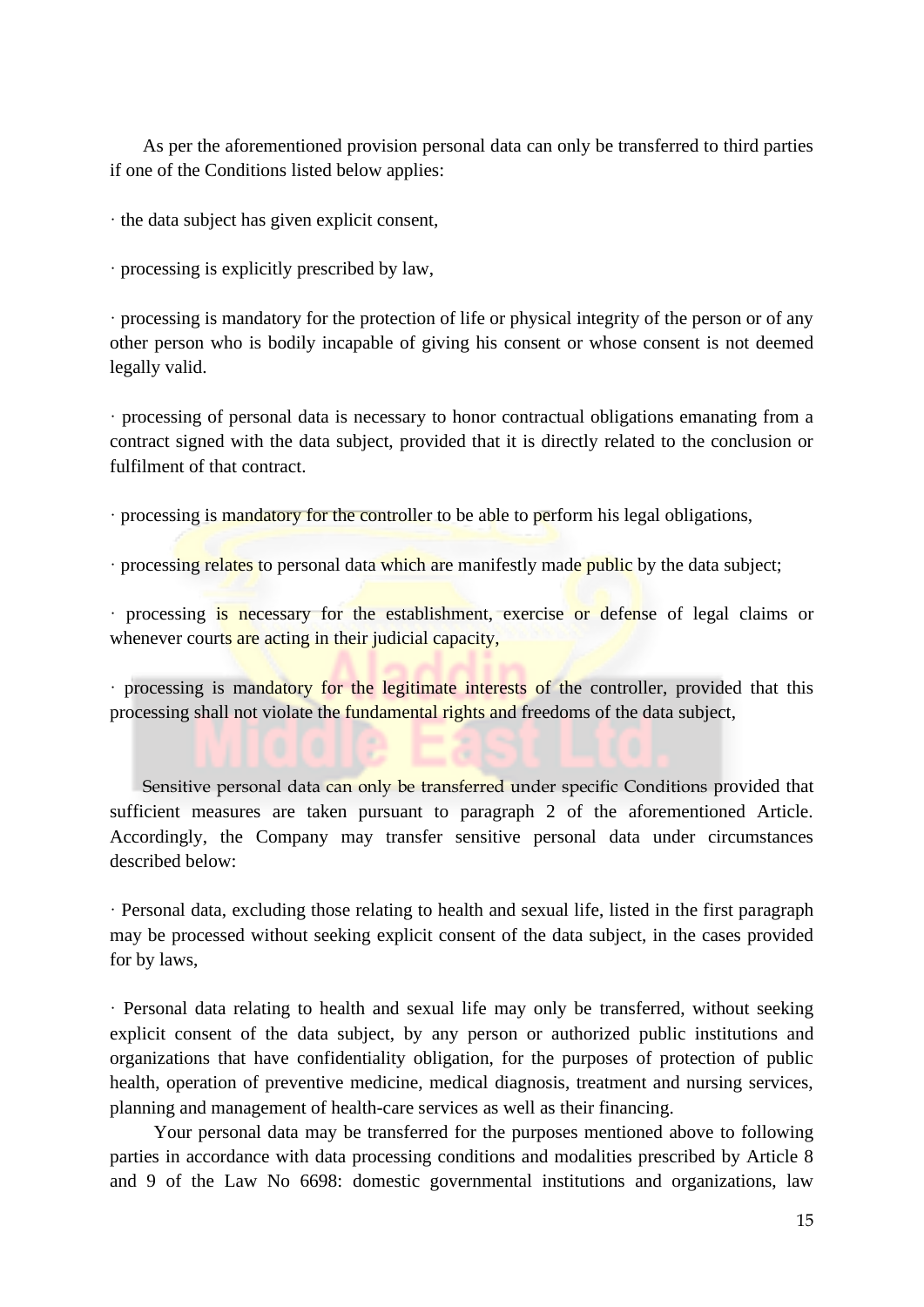As per the aforementioned provision personal data can only be transferred to third parties if one of the Conditions listed below applies:

· the data subject has given explicit consent,

· processing is explicitly prescribed by law,

· processing is mandatory for the protection of life or physical integrity of the person or of any other person who is bodily incapable of giving his consent or whose consent is not deemed legally valid.

· processing of personal data is necessary to honor contractual obligations emanating from a contract signed with the data subject, provided that it is directly related to the conclusion or fulfilment of that contract.

· processing is mandatory for the controller to be able to perform his legal obligations,

· processing relates to personal data which are manifestly made public by the data subject;

· processing is necessary for the establishment, exercise or defense of legal claims or whenever courts are acting in their judicial capacity,

· processing is mandatory for the legitimate interests of the controller, provided that this processing shall not violate the fundamental rights and freedoms of the data subject,

Sensitive personal data can only be transferred under specific Conditions provided that sufficient measures are taken pursuant to paragraph 2 of the aforementioned Article. Accordingly, the Company may transfer sensitive personal data under circumstances described below:

· Personal data, excluding those relating to health and sexual life, listed in the first paragraph may be processed without seeking explicit consent of the data subject, in the cases provided for by laws,

· Personal data relating to health and sexual life may only be transferred, without seeking explicit consent of the data subject, by any person or authorized public institutions and organizations that have confidentiality obligation, for the purposes of protection of public health, operation of preventive medicine, medical diagnosis, treatment and nursing services, planning and management of health-care services as well as their financing.

Your personal data may be transferred for the purposes mentioned above to following parties in accordance with data processing conditions and modalities prescribed by Article 8 and 9 of the Law No 6698: domestic governmental institutions and organizations, law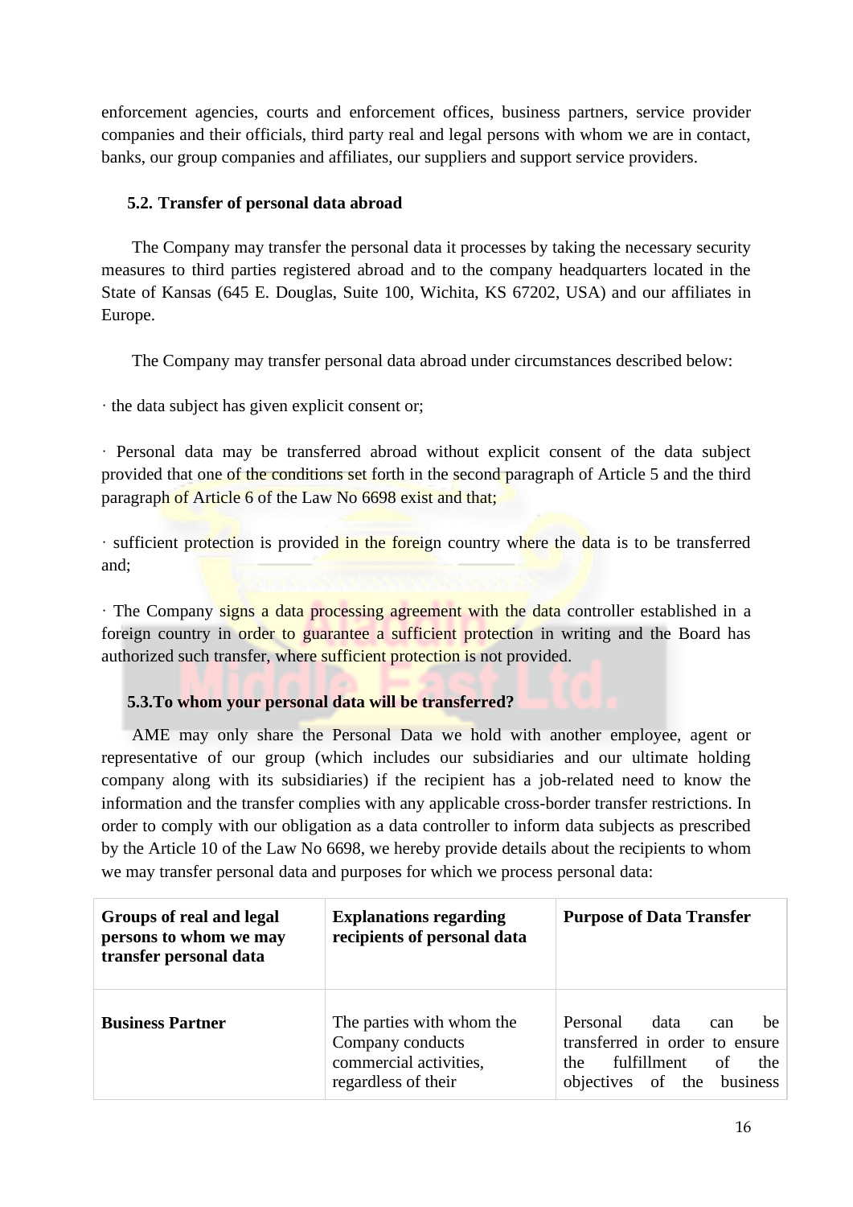enforcement agencies, courts and enforcement offices, business partners, service provider companies and their officials, third party real and legal persons with whom we are in contact, banks, our group companies and affiliates, our suppliers and support service providers.

### 5.2. Transfer of personal data abroad

The Company may transfer the personal data it processes by taking the necessary security measures to third parties registered abroad and to the company headquarters located in the State of Kansas (645 E. Douglas, Suite 100, Wichita, KS 67202, USA) and our affiliates in Europe.

The Company may transfer personal data abroad under circumstances described below:

· the data subject has given explicit consent or;

· Personal data may be transferred abroad without explicit consent of the data subject provided that one of the conditions set forth in the second paragraph of Article 5 and the third paragraph of Article 6 of the Law No 6698 exist and that;

· sufficient protection is provided in the foreign country where the data is to be transferred and;

· The Company signs a data processing agreement with the data controller established in a foreign country in order to guarantee a sufficient protection in writing and the Board has authorized such transfer, where sufficient protection is not provided.

### 5.3.To whom your personal data will be transferred?

AME may only share the Personal Data we hold with another employee, agent or representative of our group (which includes our subsidiaries and our ultimate holding company along with its subsidiaries) if the recipient has a job-related need to know the information and the transfer complies with any applicable cross-border transfer restrictions. In order to comply with our obligation as a data controller to inform data subjects as prescribed by the Article 10 of the Law No 6698, we hereby provide details about the recipients to whom we may transfer personal data and purposes for which we process personal data:

| Groups of real and legal persons to whom we may transfer personal data | Explanations regarding recipients of personal data | Purpose of Data Transfer |
|---|---|---|
| **Business Partner** | The parties with whom the Company conducts commercial activities, regardless of their | Personal data can be transferred in order to ensure the fulfillment of the objectives of the business |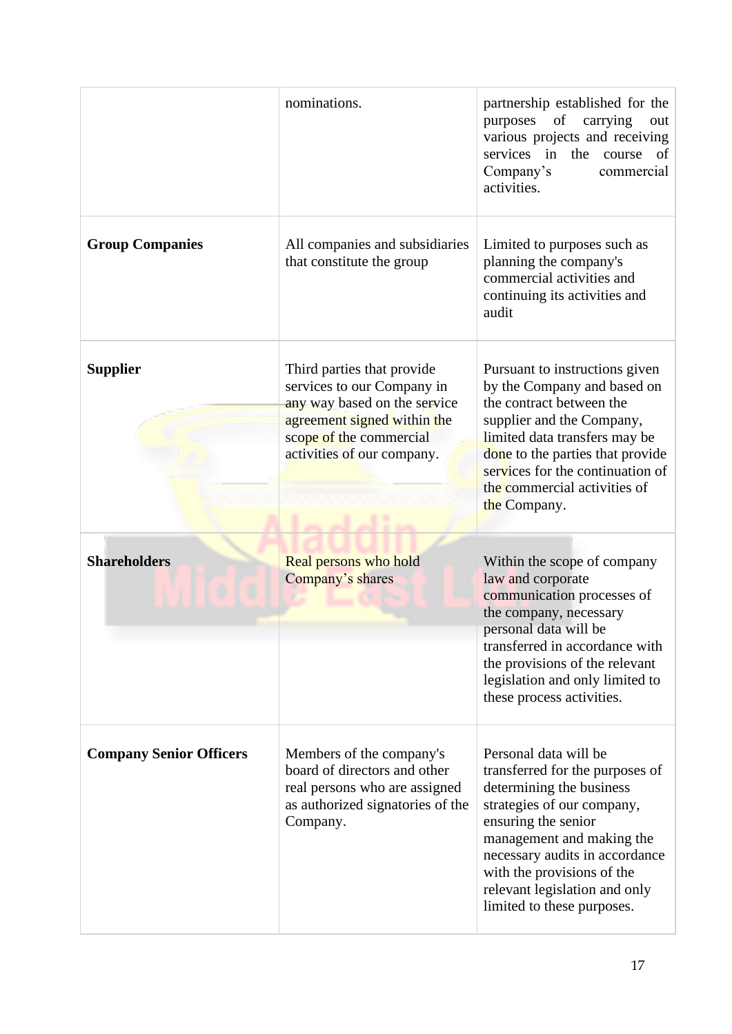| | | |
|---|---|---|
| | nominations. | partnership established for the purposes of carrying out various projects and receiving services in the course of Company's commercial activities. |
| **Group Companies** | All companies and subsidiaries that constitute the group | Limited to purposes such as planning the company's commercial activities and continuing its activities and audit |
| **Supplier** | Third parties that provide services to our Company in any way based on the service agreement signed within the scope of the commercial activities of our company. | Pursuant to instructions given by the Company and based on the contract between the supplier and the Company, limited data transfers may be done to the parties that provide services for the continuation of the commercial activities of the Company. |
| **Shareholders** | Real persons who hold Company's shares | Within the scope of company law and corporate communication processes of the company, necessary personal data will be transferred in accordance with the provisions of the relevant legislation and only limited to these process activities. |
| **Company Senior Officers** | Members of the company's board of directors and other real persons who are assigned as authorized signatories of the Company. | Personal data will be transferred for the purposes of determining the business strategies of our company, ensuring the senior management and making the necessary audits in accordance with the provisions of the relevant legislation and only limited to these purposes. |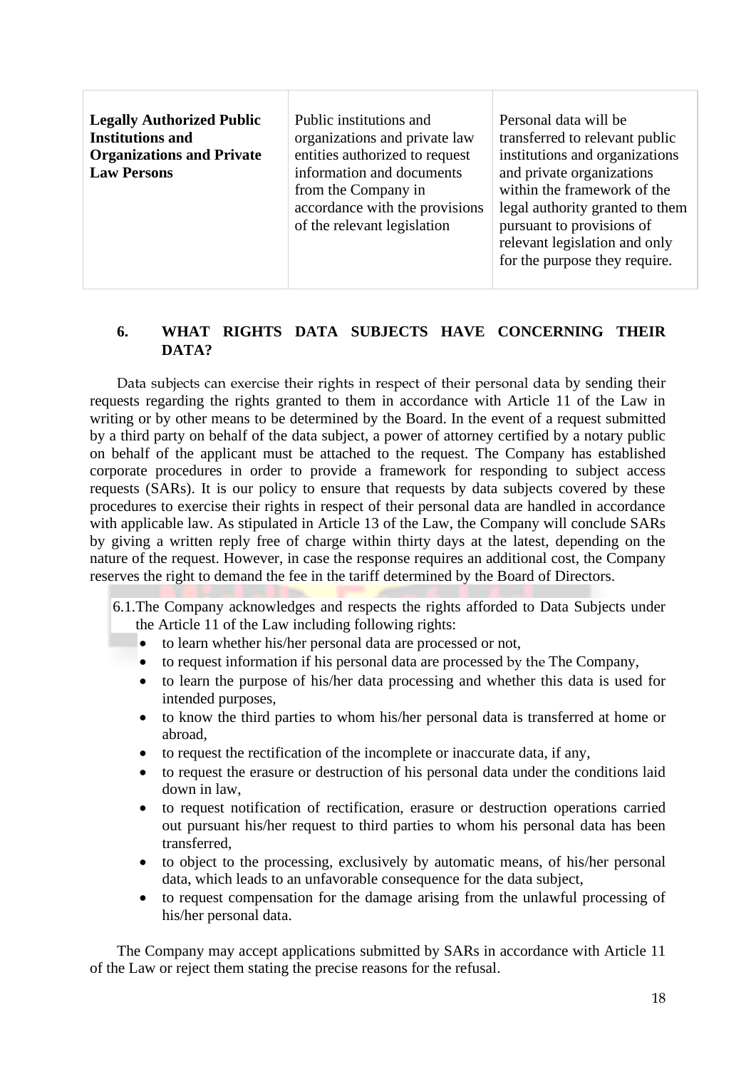| **Legally Authorized Public Institutions and Organizations and Private Law Persons** | Public institutions and organizations and private law entities authorized to request information and documents from the Company in accordance with the provisions of the relevant legislation | Personal data will be transferred to relevant public institutions and organizations and private organizations within the framework of the legal authority granted to them pursuant to provisions of relevant legislation and only for the purpose they require. |
|---|---|---|

## 6. WHAT RIGHTS DATA SUBJECTS HAVE CONCERNING THEIR DATA?

Data subjects can exercise their rights in respect of their personal data by sending their requests regarding the rights granted to them in accordance with Article 11 of the Law in writing or by other means to be determined by the Board. In the event of a request submitted by a third party on behalf of the data subject, a power of attorney certified by a notary public on behalf of the applicant must be attached to the request. The Company has established corporate procedures in order to provide a framework for responding to subject access requests (SARs). It is our policy to ensure that requests by data subjects covered by these procedures to exercise their rights in respect of their personal data are handled in accordance with applicable law. As stipulated in Article 13 of the Law, the Company will conclude SARs by giving a written reply free of charge within thirty days at the latest, depending on the nature of the request. However, in case the response requires an additional cost, the Company reserves the right to demand the fee in the tariff determined by the Board of Directors.

6.1. The Company acknowledges and respects the rights afforded to Data Subjects under the Article 11 of the Law including following rights:

- to learn whether his/her personal data are processed or not,
- to request information if his personal data are processed by the The Company,
- to learn the purpose of his/her data processing and whether this data is used for intended purposes,
- to know the third parties to whom his/her personal data is transferred at home or abroad,
- to request the rectification of the incomplete or inaccurate data, if any,
- to request the erasure or destruction of his personal data under the conditions laid down in law,
- to request notification of rectification, erasure or destruction operations carried out pursuant his/her request to third parties to whom his personal data has been transferred,
- to object to the processing, exclusively by automatic means, of his/her personal data, which leads to an unfavorable consequence for the data subject,
- to request compensation for the damage arising from the unlawful processing of his/her personal data.

The Company may accept applications submitted by SARs in accordance with Article 11 of the Law or reject them stating the precise reasons for the refusal.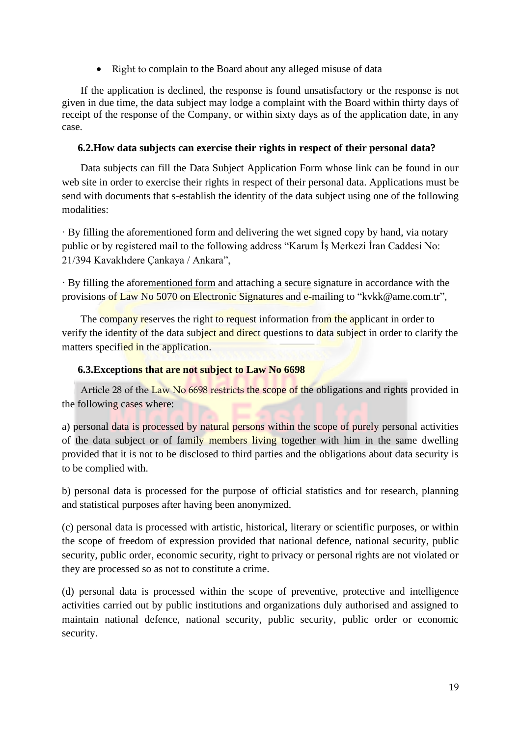- Right to complain to the Board about any alleged misuse of data

If the application is declined, the response is found unsatisfactory or the response is not given in due time, the data subject may lodge a complaint with the Board within thirty days of receipt of the response of the Company, or within sixty days as of the application date, in any case.

### 6.2.How data subjects can exercise their rights in respect of their personal data?

Data subjects can fill the Data Subject Application Form whose link can be found in our web site in order to exercise their rights in respect of their personal data. Applications must be send with documents that s-establish the identity of the data subject using one of the following modalities:

· By filling the aforementioned form and delivering the wet signed copy by hand, via notary public or by registered mail to the following address "Karum İş Merkezi İran Caddesi No: 21/394 Kavaklıdere Çankaya / Ankara",

· By filling the aforementioned form and attaching a secure signature in accordance with the provisions of Law No 5070 on Electronic Signatures and e-mailing to "kvkk@ame.com.tr",

The company reserves the right to request information from the applicant in order to verify the identity of the data subject and direct questions to data subject in order to clarify the matters specified in the application.

### 6.3.Exceptions that are not subject to Law No 6698

Article 28 of the Law No 6698 restricts the scope of the obligations and rights provided in the following cases where:

a) personal data is processed by natural persons within the scope of purely personal activities of the data subject or of family members living together with him in the same dwelling provided that it is not to be disclosed to third parties and the obligations about data security is to be complied with.

b) personal data is processed for the purpose of official statistics and for research, planning and statistical purposes after having been anonymized.

(c) personal data is processed with artistic, historical, literary or scientific purposes, or within the scope of freedom of expression provided that national defence, national security, public security, public order, economic security, right to privacy or personal rights are not violated or they are processed so as not to constitute a crime.

(d) personal data is processed within the scope of preventive, protective and intelligence activities carried out by public institutions and organizations duly authorised and assigned to maintain national defence, national security, public security, public order or economic security.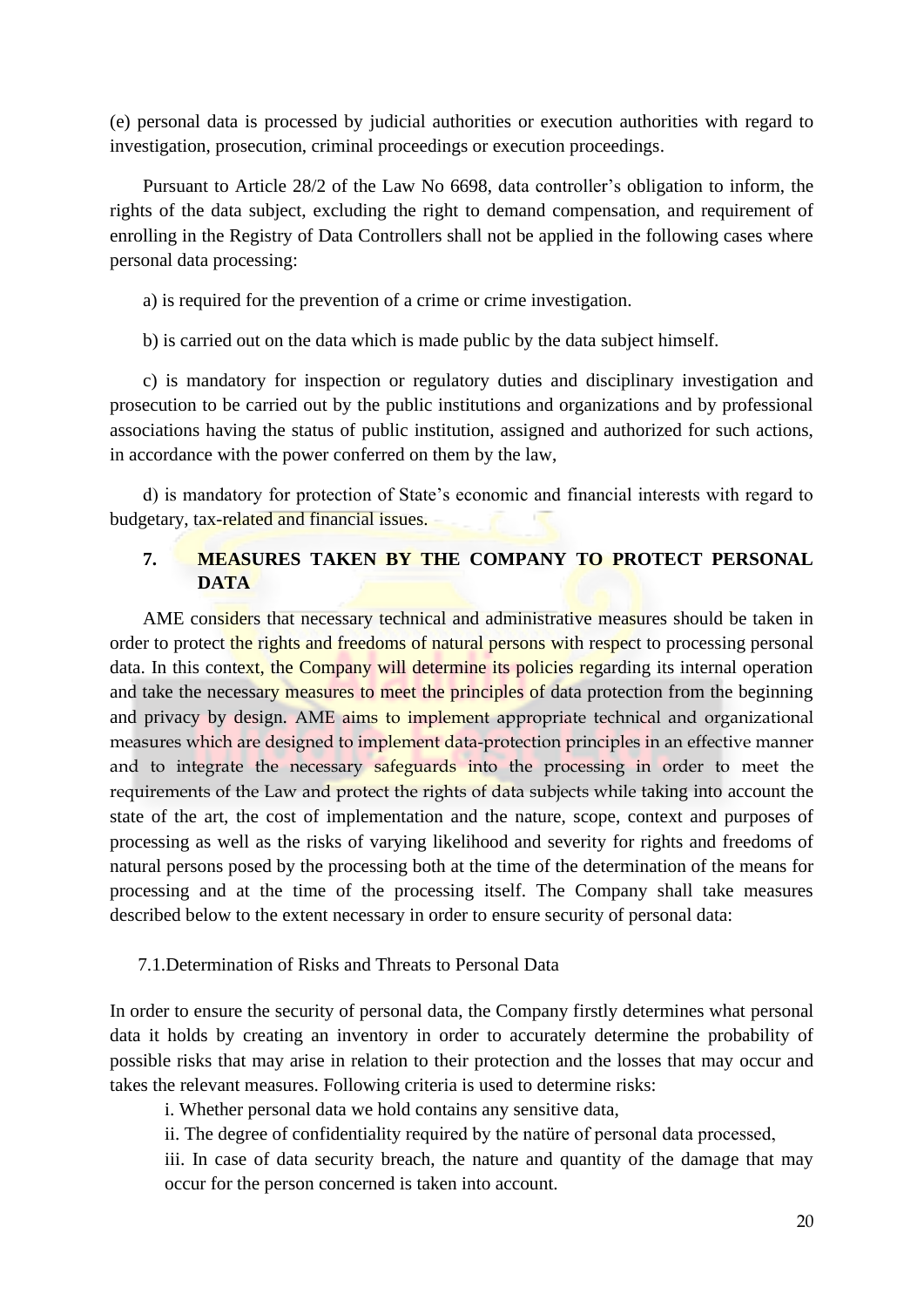(e) personal data is processed by judicial authorities or execution authorities with regard to investigation, prosecution, criminal proceedings or execution proceedings.

Pursuant to Article 28/2 of the Law No 6698, data controller's obligation to inform, the rights of the data subject, excluding the right to demand compensation, and requirement of enrolling in the Registry of Data Controllers shall not be applied in the following cases where personal data processing:

a) is required for the prevention of a crime or crime investigation.

b) is carried out on the data which is made public by the data subject himself.

c) is mandatory for inspection or regulatory duties and disciplinary investigation and prosecution to be carried out by the public institutions and organizations and by professional associations having the status of public institution, assigned and authorized for such actions, in accordance with the power conferred on them by the law,

d) is mandatory for protection of State's economic and financial interests with regard to budgetary, tax-related and financial issues.

## 7. MEASURES TAKEN BY THE COMPANY TO PROTECT PERSONAL DATA

AME considers that necessary technical and administrative measures should be taken in order to protect the rights and freedoms of natural persons with respect to processing personal data. In this context, the Company will determine its policies regarding its internal operation and take the necessary measures to meet the principles of data protection from the beginning and privacy by design. AME aims to implement appropriate technical and organizational measures which are designed to implement data-protection principles in an effective manner and to integrate the necessary safeguards into the processing in order to meet the requirements of the Law and protect the rights of data subjects while taking into account the state of the art, the cost of implementation and the nature, scope, context and purposes of processing as well as the risks of varying likelihood and severity for rights and freedoms of natural persons posed by the processing both at the time of the determination of the means for processing and at the time of the processing itself. The Company shall take measures described below to the extent necessary in order to ensure security of personal data:

### 7.1. Determination of Risks and Threats to Personal Data

In order to ensure the security of personal data, the Company firstly determines what personal data it holds by creating an inventory in order to accurately determine the probability of possible risks that may arise in relation to their protection and the losses that may occur and takes the relevant measures. Following criteria is used to determine risks:

i. Whether personal data we hold contains any sensitive data,

ii. The degree of confidentiality required by the natüre of personal data processed,

iii. In case of data security breach, the nature and quantity of the damage that may occur for the person concerned is taken into account.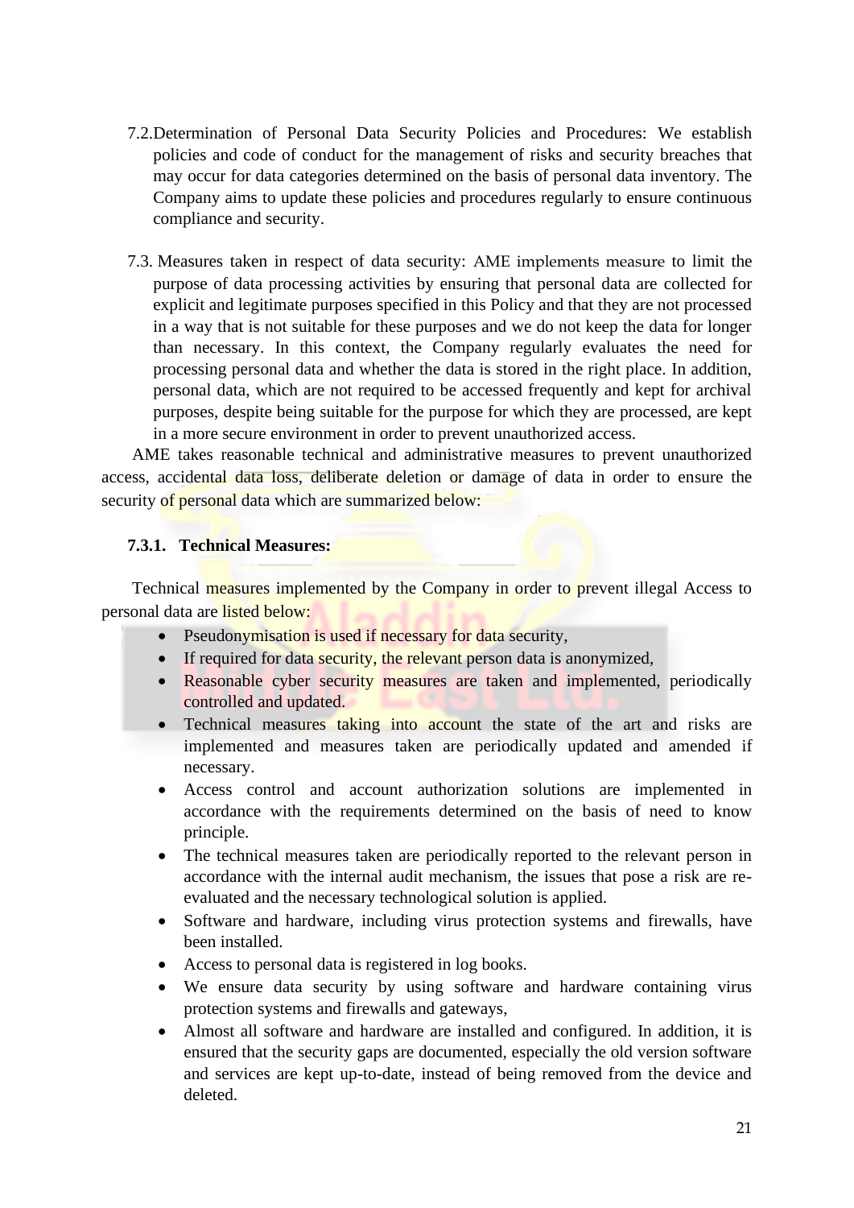7.2. Determination of Personal Data Security Policies and Procedures: We establish policies and code of conduct for the management of risks and security breaches that may occur for data categories determined on the basis of personal data inventory. The Company aims to update these policies and procedures regularly to ensure continuous compliance and security.

7.3. Measures taken in respect of data security: AME implements measure to limit the purpose of data processing activities by ensuring that personal data are collected for explicit and legitimate purposes specified in this Policy and that they are not processed in a way that is not suitable for these purposes and we do not keep the data for longer than necessary. In this context, the Company regularly evaluates the need for processing personal data and whether the data is stored in the right place. In addition, personal data, which are not required to be accessed frequently and kept for archival purposes, despite being suitable for the purpose for which they are processed, are kept in a more secure environment in order to prevent unauthorized access.

AME takes reasonable technical and administrative measures to prevent unauthorized access, accidental data loss, deliberate deletion or damage of data in order to ensure the security of personal data which are summarized below:

**7.3.1. Technical Measures:**

Technical measures implemented by the Company in order to prevent illegal Access to personal data are listed below:

- Pseudonymisation is used if necessary for data security,
- If required for data security, the relevant person data is anonymized,
- Reasonable cyber security measures are taken and implemented, periodically controlled and updated.
- Technical measures taking into account the state of the art and risks are implemented and measures taken are periodically updated and amended if necessary.
- Access control and account authorization solutions are implemented in accordance with the requirements determined on the basis of need to know principle.
- The technical measures taken are periodically reported to the relevant person in accordance with the internal audit mechanism, the issues that pose a risk are re-evaluated and the necessary technological solution is applied.
- Software and hardware, including virus protection systems and firewalls, have been installed.
- Access to personal data is registered in log books.
- We ensure data security by using software and hardware containing virus protection systems and firewalls and gateways,
- Almost all software and hardware are installed and configured. In addition, it is ensured that the security gaps are documented, especially the old version software and services are kept up-to-date, instead of being removed from the device and deleted.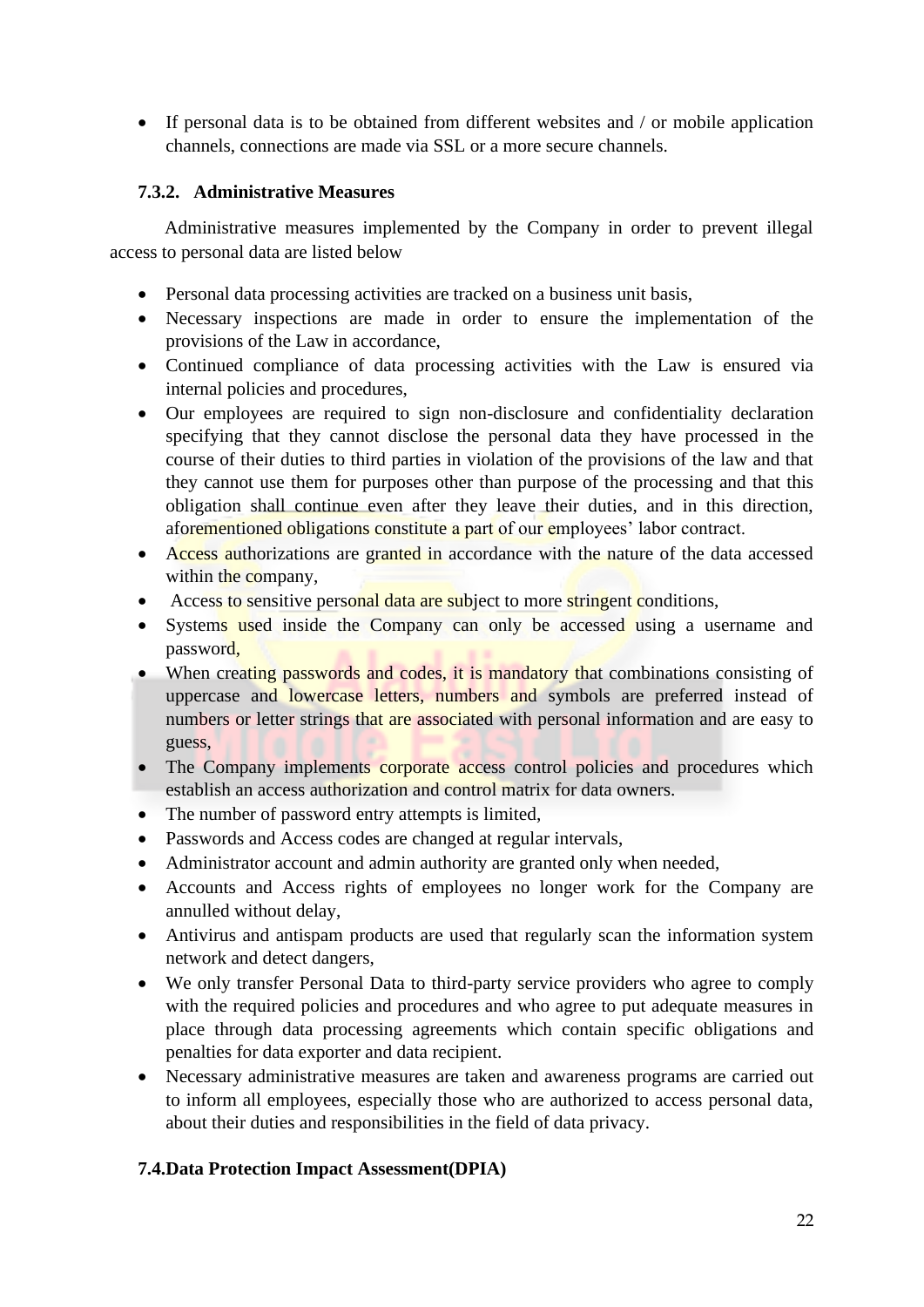- If personal data is to be obtained from different websites and / or mobile application channels, connections are made via SSL or a more secure channels.

### 7.3.2. Administrative Measures

Administrative measures implemented by the Company in order to prevent illegal access to personal data are listed below

- Personal data processing activities are tracked on a business unit basis,
- Necessary inspections are made in order to ensure the implementation of the provisions of the Law in accordance,
- Continued compliance of data processing activities with the Law is ensured via internal policies and procedures,
- Our employees are required to sign non-disclosure and confidentiality declaration specifying that they cannot disclose the personal data they have processed in the course of their duties to third parties in violation of the provisions of the law and that they cannot use them for purposes other than purpose of the processing and that this obligation shall continue even after they leave their duties, and in this direction, aforementioned obligations constitute a part of our employees' labor contract.
- Access authorizations are granted in accordance with the nature of the data accessed within the company,
- Access to sensitive personal data are subject to more stringent conditions,
- Systems used inside the Company can only be accessed using a username and password,
- When creating passwords and codes, it is mandatory that combinations consisting of uppercase and lowercase letters, numbers and symbols are preferred instead of numbers or letter strings that are associated with personal information and are easy to guess,
- The Company implements corporate access control policies and procedures which establish an access authorization and control matrix for data owners.
- The number of password entry attempts is limited,
- Passwords and Access codes are changed at regular intervals,
- Administrator account and admin authority are granted only when needed,
- Accounts and Access rights of employees no longer work for the Company are annulled without delay,
- Antivirus and antispam products are used that regularly scan the information system network and detect dangers,
- We only transfer Personal Data to third-party service providers who agree to comply with the required policies and procedures and who agree to put adequate measures in place through data processing agreements which contain specific obligations and penalties for data exporter and data recipient.
- Necessary administrative measures are taken and awareness programs are carried out to inform all employees, especially those who are authorized to access personal data, about their duties and responsibilities in the field of data privacy.

## 7.4.Data Protection Impact Assessment(DPIA)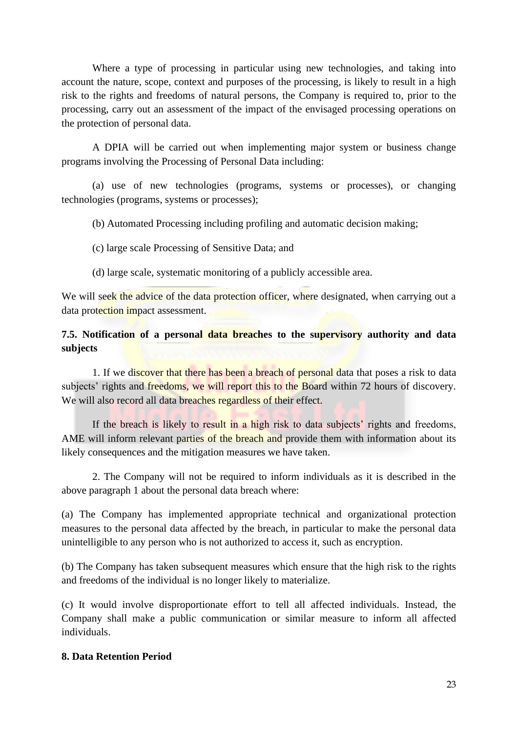Where a type of processing in particular using new technologies, and taking into account the nature, scope, context and purposes of the processing, is likely to result in a high risk to the rights and freedoms of natural persons, the Company is required to, prior to the processing, carry out an assessment of the impact of the envisaged processing operations on the protection of personal data.

A DPIA will be carried out when implementing major system or business change programs involving the Processing of Personal Data including:

(a) use of new technologies (programs, systems or processes), or changing technologies (programs, systems or processes);

(b) Automated Processing including profiling and automatic decision making;

(c) large scale Processing of Sensitive Data; and

(d) large scale, systematic monitoring of a publicly accessible area.

We will seek the advice of the data protection officer, where designated, when carrying out a data protection impact assessment.

**7.5. Notification of a personal data breaches to the supervisory authority and data subjects**

1. If we discover that there has been a breach of personal data that poses a risk to data subjects' rights and freedoms, we will report this to the Board within 72 hours of discovery. We will also record all data breaches regardless of their effect.

If the breach is likely to result in a high risk to data subjects' rights and freedoms, AME will inform relevant parties of the breach and provide them with information about its likely consequences and the mitigation measures we have taken.

2. The Company will not be required to inform individuals as it is described in the above paragraph 1 about the personal data breach where:

(a) The Company has implemented appropriate technical and organizational protection measures to the personal data affected by the breach, in particular to make the personal data unintelligible to any person who is not authorized to access it, such as encryption.

(b) The Company has taken subsequent measures which ensure that the high risk to the rights and freedoms of the individual is no longer likely to materialize.

(c) It would involve disproportionate effort to tell all affected individuals. Instead, the Company shall make a public communication or similar measure to inform all affected individuals.

**8. Data Retention Period**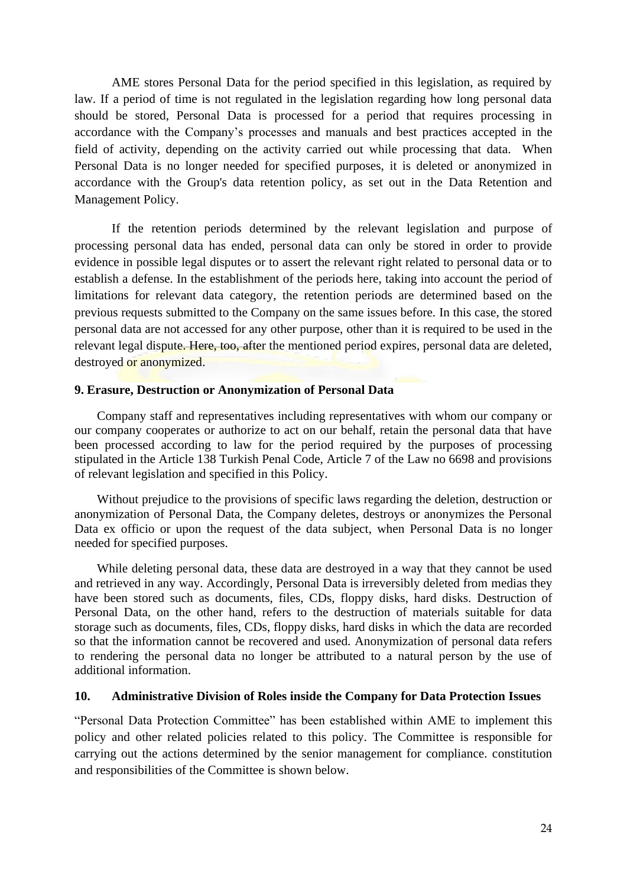AME stores Personal Data for the period specified in this legislation, as required by law. If a period of time is not regulated in the legislation regarding how long personal data should be stored, Personal Data is processed for a period that requires processing in accordance with the Company's processes and manuals and best practices accepted in the field of activity, depending on the activity carried out while processing that data. When Personal Data is no longer needed for specified purposes, it is deleted or anonymized in accordance with the Group's data retention policy, as set out in the Data Retention and Management Policy.

If the retention periods determined by the relevant legislation and purpose of processing personal data has ended, personal data can only be stored in order to provide evidence in possible legal disputes or to assert the relevant right related to personal data or to establish a defense. In the establishment of the periods here, taking into account the period of limitations for relevant data category, the retention periods are determined based on the previous requests submitted to the Company on the same issues before. In this case, the stored personal data are not accessed for any other purpose, other than it is required to be used in the relevant legal dispute. Here, too, after the mentioned period expires, personal data are deleted, destroyed or anonymized.

## 9. Erasure, Destruction or Anonymization of Personal Data

Company staff and representatives including representatives with whom our company or our company cooperates or authorize to act on our behalf, retain the personal data that have been processed according to law for the period required by the purposes of processing stipulated in the Article 138 Turkish Penal Code, Article 7 of the Law no 6698 and provisions of relevant legislation and specified in this Policy.

Without prejudice to the provisions of specific laws regarding the deletion, destruction or anonymization of Personal Data, the Company deletes, destroys or anonymizes the Personal Data ex officio or upon the request of the data subject, when Personal Data is no longer needed for specified purposes.

While deleting personal data, these data are destroyed in a way that they cannot be used and retrieved in any way. Accordingly, Personal Data is irreversibly deleted from medias they have been stored such as documents, files, CDs, floppy disks, hard disks. Destruction of Personal Data, on the other hand, refers to the destruction of materials suitable for data storage such as documents, files, CDs, floppy disks, hard disks in which the data are recorded so that the information cannot be recovered and used. Anonymization of personal data refers to rendering the personal data no longer be attributed to a natural person by the use of additional information.

## 10. Administrative Division of Roles inside the Company for Data Protection Issues

"Personal Data Protection Committee" has been established within AME to implement this policy and other related policies related to this policy. The Committee is responsible for carrying out the actions determined by the senior management for compliance. constitution and responsibilities of the Committee is shown below.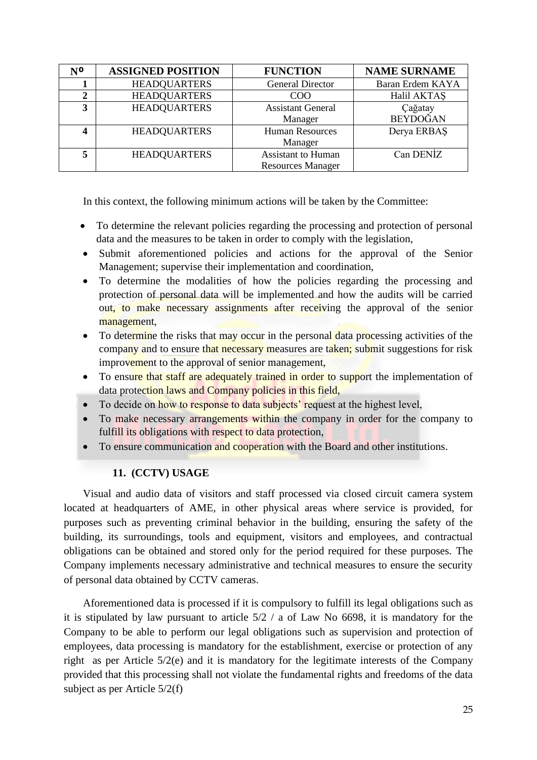| Nº | ASSIGNED POSITION | FUNCTION | NAME SURNAME |
|---|---|---|---|
| 1 | HEADQUARTERS | General Director | Baran Erdem KAYA |
| 2 | HEADQUARTERS | COO | Halil AKTAŞ |
| 3 | HEADQUARTERS | Assistant General Manager | Çağatay BEYDOĞAN |
| 4 | HEADQUARTERS | Human Resources Manager | Derya ERBAŞ |
| 5 | HEADQUARTERS | Assistant to Human Resources Manager | Can DENİZ |

In this context, the following minimum actions will be taken by the Committee:

- To determine the relevant policies regarding the processing and protection of personal data and the measures to be taken in order to comply with the legislation,
- Submit aforementioned policies and actions for the approval of the Senior Management; supervise their implementation and coordination,
- To determine the modalities of how the policies regarding the processing and protection of personal data will be implemented and how the audits will be carried out, to make necessary assignments after receiving the approval of the senior management,
- To determine the risks that may occur in the personal data processing activities of the company and to ensure that necessary measures are taken; submit suggestions for risk improvement to the approval of senior management,
- To ensure that staff are adequately trained in order to support the implementation of data protection laws and Company policies in this field,
- To decide on how to response to data subjects' request at the highest level,
- To make necessary arrangements within the company in order for the company to fulfill its obligations with respect to data protection,
- To ensure communication and cooperation with the Board and other institutions.

## 11. (CCTV) USAGE

Visual and audio data of visitors and staff processed via closed circuit camera system located at headquarters of AME, in other physical areas where service is provided, for purposes such as preventing criminal behavior in the building, ensuring the safety of the building, its surroundings, tools and equipment, visitors and employees, and contractual obligations can be obtained and stored only for the period required for these purposes. The Company implements necessary administrative and technical measures to ensure the security of personal data obtained by CCTV cameras.

Aforementioned data is processed if it is compulsory to fulfill its legal obligations such as it is stipulated by law pursuant to article 5/2 / a of Law No 6698, it is mandatory for the Company to be able to perform our legal obligations such as supervision and protection of employees, data processing is mandatory for the establishment, exercise or protection of any right as per Article 5/2(e) and it is mandatory for the legitimate interests of the Company provided that this processing shall not violate the fundamental rights and freedoms of the data subject as per Article 5/2(f)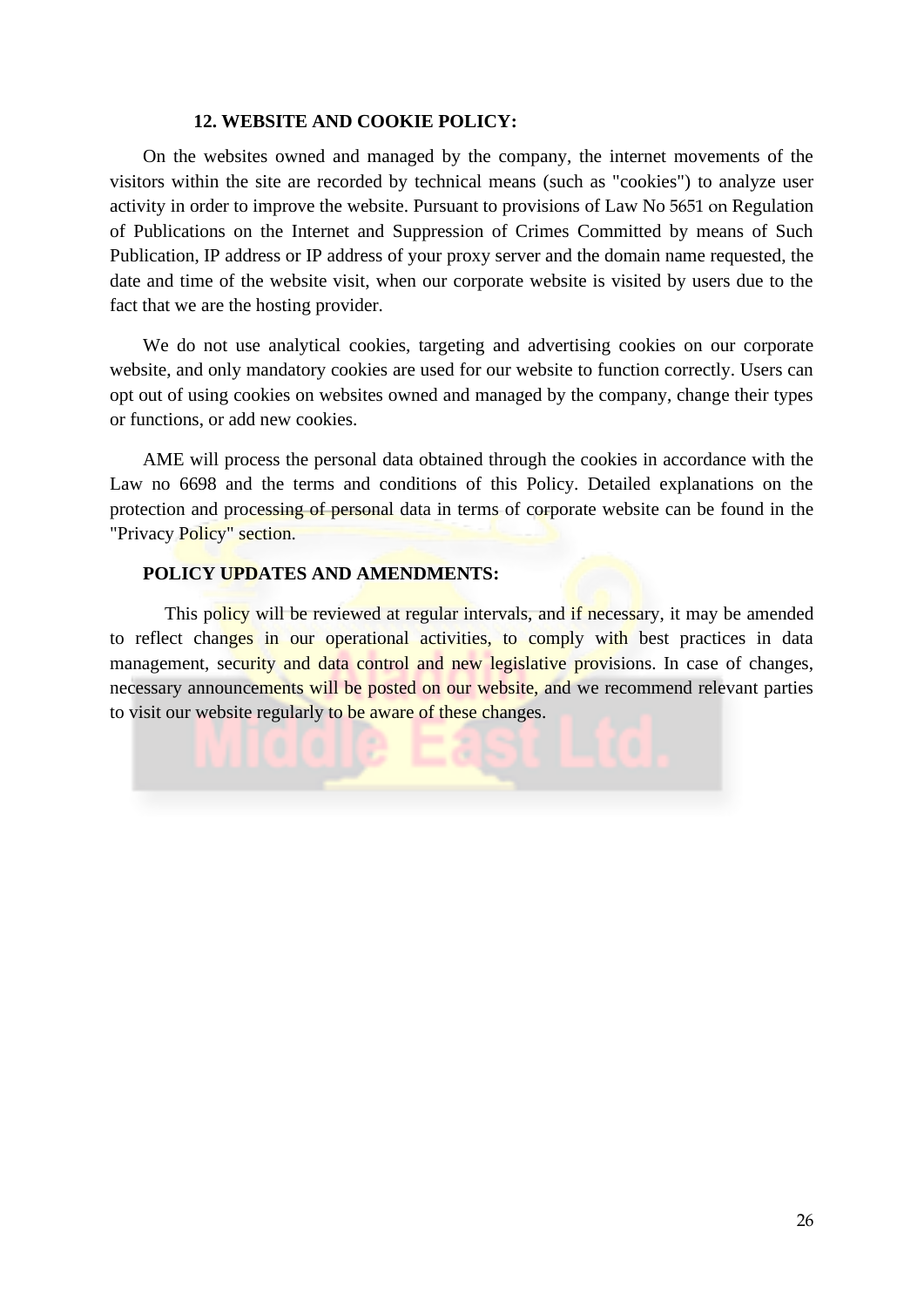### 12. WEBSITE AND COOKIE POLICY:

On the websites owned and managed by the company, the internet movements of the visitors within the site are recorded by technical means (such as "cookies") to analyze user activity in order to improve the website. Pursuant to provisions of Law No 5651 on Regulation of Publications on the Internet and Suppression of Crimes Committed by means of Such Publication, IP address or IP address of your proxy server and the domain name requested, the date and time of the website visit, when our corporate website is visited by users due to the fact that we are the hosting provider.

We do not use analytical cookies, targeting and advertising cookies on our corporate website, and only mandatory cookies are used for our website to function correctly. Users can opt out of using cookies on websites owned and managed by the company, change their types or functions, or add new cookies.

AME will process the personal data obtained through the cookies in accordance with the Law no 6698 and the terms and conditions of this Policy. Detailed explanations on the protection and processing of personal data in terms of corporate website can be found in the "Privacy Policy" section.

### POLICY UPDATES AND AMENDMENTS:

This policy will be reviewed at regular intervals, and if necessary, it may be amended to reflect changes in our operational activities, to comply with best practices in data management, security and data control and new legislative provisions. In case of changes, necessary announcements will be posted on our website, and we recommend relevant parties to visit our website regularly to be aware of these changes.